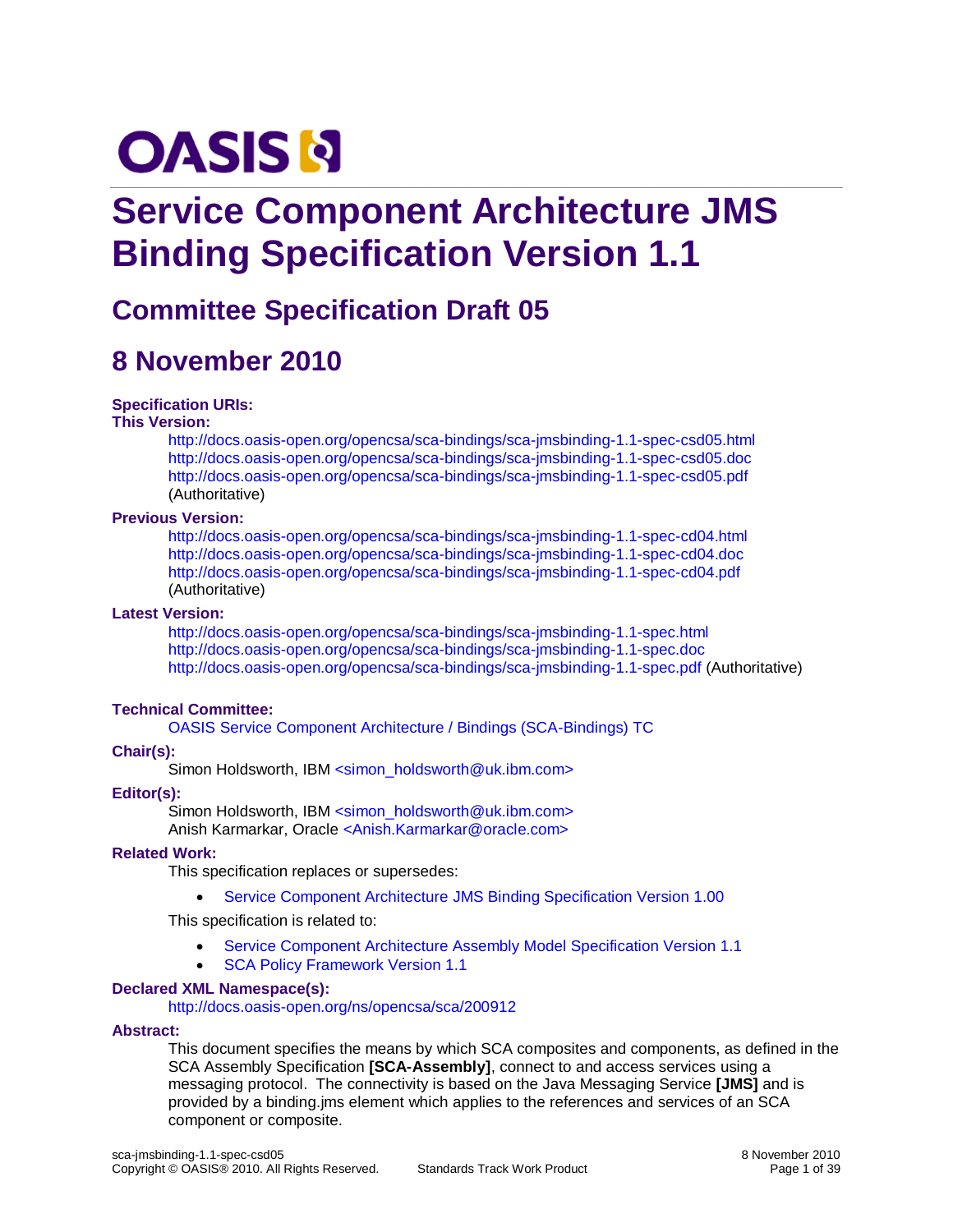# Service Component Architecture JMS Binding Specification Version 1.1

## Committee Specification Draft 05

## 8 November 2010

**Specification URIs:**

**This Version:**

http://docs.oasis-open.org/opencsa/sca-bindings/sca-jmsbinding-1.1-spec-csd05.html
http://docs.oasis-open.org/opencsa/sca-bindings/sca-jmsbinding-1.1-spec-csd05.doc
http://docs.oasis-open.org/opencsa/sca-bindings/sca-jmsbinding-1.1-spec-csd05.pdf (Authoritative)

**Previous Version:**

http://docs.oasis-open.org/opencsa/sca-bindings/sca-jmsbinding-1.1-spec-cd04.html
http://docs.oasis-open.org/opencsa/sca-bindings/sca-jmsbinding-1.1-spec-cd04.doc
http://docs.oasis-open.org/opencsa/sca-bindings/sca-jmsbinding-1.1-spec-cd04.pdf (Authoritative)

**Latest Version:**

http://docs.oasis-open.org/opencsa/sca-bindings/sca-jmsbinding-1.1-spec.html
http://docs.oasis-open.org/opencsa/sca-bindings/sca-jmsbinding-1.1-spec.doc
http://docs.oasis-open.org/opencsa/sca-bindings/sca-jmsbinding-1.1-spec.pdf (Authoritative)

**Technical Committee:**

OASIS Service Component Architecture / Bindings (SCA-Bindings) TC

**Chair(s):**

Simon Holdsworth, IBM <simon_holdsworth@uk.ibm.com>

**Editor(s):**

Simon Holdsworth, IBM <simon_holdsworth@uk.ibm.com>
Anish Karmarkar, Oracle <Anish.Karmarkar@oracle.com>

**Related Work:**

This specification replaces or supersedes:

- Service Component Architecture JMS Binding Specification Version 1.00

This specification is related to:

- Service Component Architecture Assembly Model Specification Version 1.1
- SCA Policy Framework Version 1.1

**Declared XML Namespace(s):**

http://docs.oasis-open.org/ns/opencsa/sca/200912

**Abstract:**

This document specifies the means by which SCA composites and components, as defined in the SCA Assembly Specification **[SCA-Assembly]**, connect to and access services using a messaging protocol. The connectivity is based on the Java Messaging Service **[JMS]** and is provided by a binding.jms element which applies to the references and services of an SCA component or composite.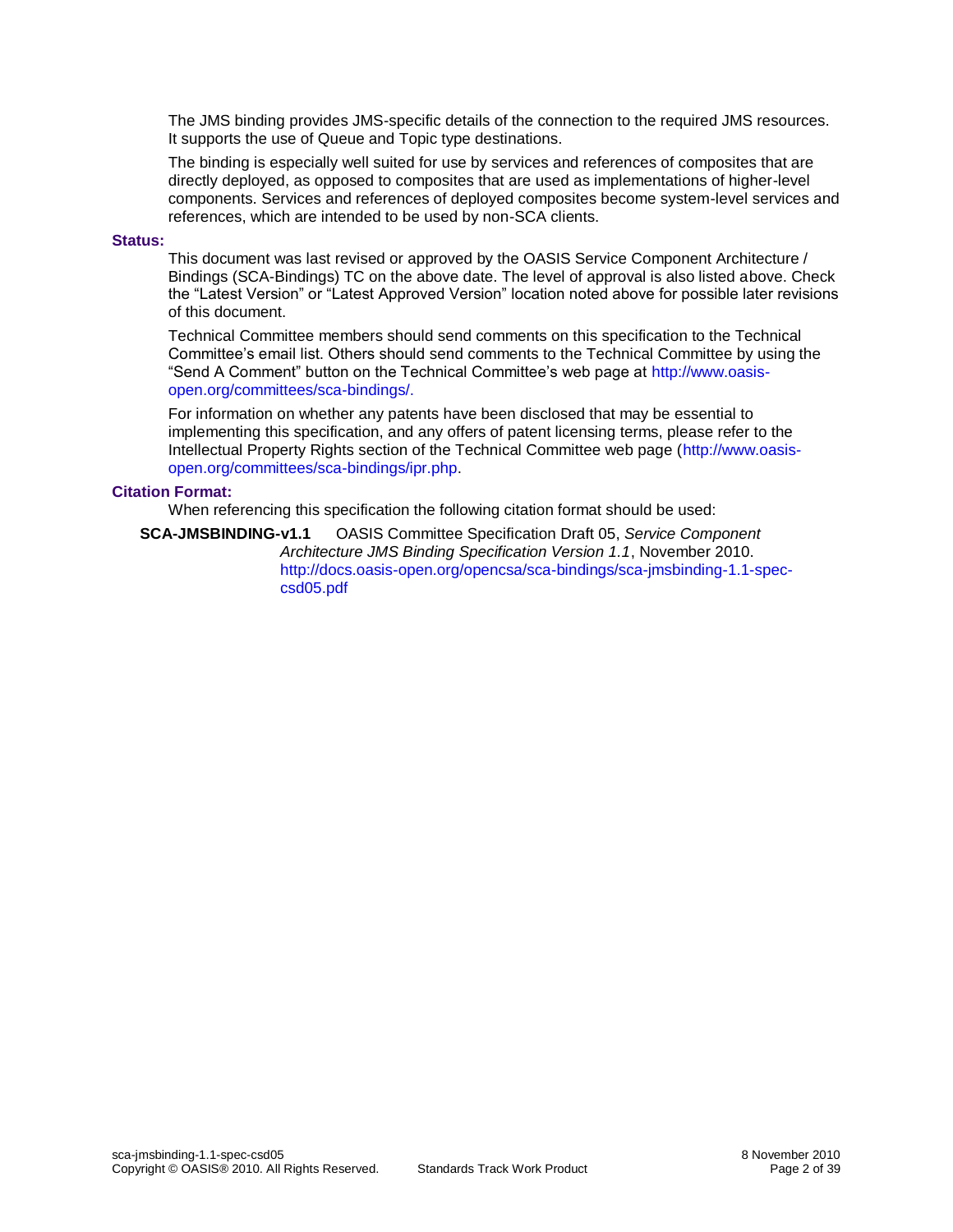The JMS binding provides JMS-specific details of the connection to the required JMS resources. It supports the use of Queue and Topic type destinations.

The binding is especially well suited for use by services and references of composites that are directly deployed, as opposed to composites that are used as implementations of higher-level components. Services and references of deployed composites become system-level services and references, which are intended to be used by non-SCA clients.

**Status:**

This document was last revised or approved by the OASIS Service Component Architecture / Bindings (SCA-Bindings) TC on the above date. The level of approval is also listed above. Check the "Latest Version" or "Latest Approved Version" location noted above for possible later revisions of this document.

Technical Committee members should send comments on this specification to the Technical Committee's email list. Others should send comments to the Technical Committee by using the "Send A Comment" button on the Technical Committee's web page at http://www.oasis-open.org/committees/sca-bindings/.

For information on whether any patents have been disclosed that may be essential to implementing this specification, and any offers of patent licensing terms, please refer to the Intellectual Property Rights section of the Technical Committee web page (http://www.oasis-open.org/committees/sca-bindings/ipr.php.

**Citation Format:**

When referencing this specification the following citation format should be used:

**SCA-JMSBINDING-v1.1** OASIS Committee Specification Draft 05, *Service Component Architecture JMS Binding Specification Version 1.1*, November 2010. http://docs.oasis-open.org/opencsa/sca-bindings/sca-jmsbinding-1.1-spec-csd05.pdf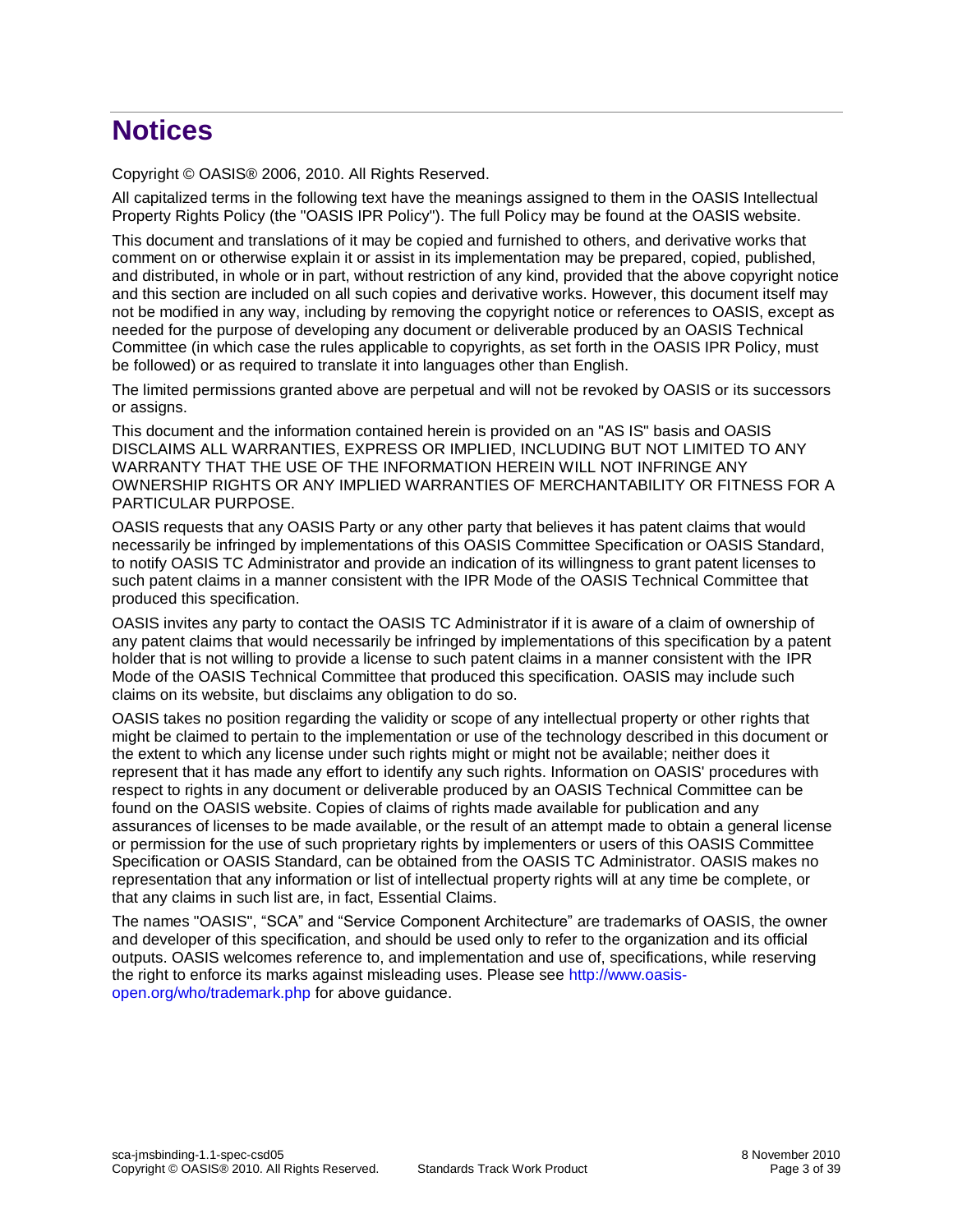# Notices

Copyright © OASIS® 2006, 2010. All Rights Reserved.

All capitalized terms in the following text have the meanings assigned to them in the OASIS Intellectual Property Rights Policy (the "OASIS IPR Policy"). The full Policy may be found at the OASIS website.

This document and translations of it may be copied and furnished to others, and derivative works that comment on or otherwise explain it or assist in its implementation may be prepared, copied, published, and distributed, in whole or in part, without restriction of any kind, provided that the above copyright notice and this section are included on all such copies and derivative works. However, this document itself may not be modified in any way, including by removing the copyright notice or references to OASIS, except as needed for the purpose of developing any document or deliverable produced by an OASIS Technical Committee (in which case the rules applicable to copyrights, as set forth in the OASIS IPR Policy, must be followed) or as required to translate it into languages other than English.

The limited permissions granted above are perpetual and will not be revoked by OASIS or its successors or assigns.

This document and the information contained herein is provided on an "AS IS" basis and OASIS DISCLAIMS ALL WARRANTIES, EXPRESS OR IMPLIED, INCLUDING BUT NOT LIMITED TO ANY WARRANTY THAT THE USE OF THE INFORMATION HEREIN WILL NOT INFRINGE ANY OWNERSHIP RIGHTS OR ANY IMPLIED WARRANTIES OF MERCHANTABILITY OR FITNESS FOR A PARTICULAR PURPOSE.

OASIS requests that any OASIS Party or any other party that believes it has patent claims that would necessarily be infringed by implementations of this OASIS Committee Specification or OASIS Standard, to notify OASIS TC Administrator and provide an indication of its willingness to grant patent licenses to such patent claims in a manner consistent with the IPR Mode of the OASIS Technical Committee that produced this specification.

OASIS invites any party to contact the OASIS TC Administrator if it is aware of a claim of ownership of any patent claims that would necessarily be infringed by implementations of this specification by a patent holder that is not willing to provide a license to such patent claims in a manner consistent with the IPR Mode of the OASIS Technical Committee that produced this specification. OASIS may include such claims on its website, but disclaims any obligation to do so.

OASIS takes no position regarding the validity or scope of any intellectual property or other rights that might be claimed to pertain to the implementation or use of the technology described in this document or the extent to which any license under such rights might or might not be available; neither does it represent that it has made any effort to identify any such rights. Information on OASIS' procedures with respect to rights in any document or deliverable produced by an OASIS Technical Committee can be found on the OASIS website. Copies of claims of rights made available for publication and any assurances of licenses to be made available, or the result of an attempt made to obtain a general license or permission for the use of such proprietary rights by implementers or users of this OASIS Committee Specification or OASIS Standard, can be obtained from the OASIS TC Administrator. OASIS makes no representation that any information or list of intellectual property rights will at any time be complete, or that any claims in such list are, in fact, Essential Claims.

The names "OASIS", "SCA" and "Service Component Architecture" are trademarks of OASIS, the owner and developer of this specification, and should be used only to refer to the organization and its official outputs. OASIS welcomes reference to, and implementation and use of, specifications, while reserving the right to enforce its marks against misleading uses. Please see http://www.oasis-open.org/who/trademark.php for above guidance.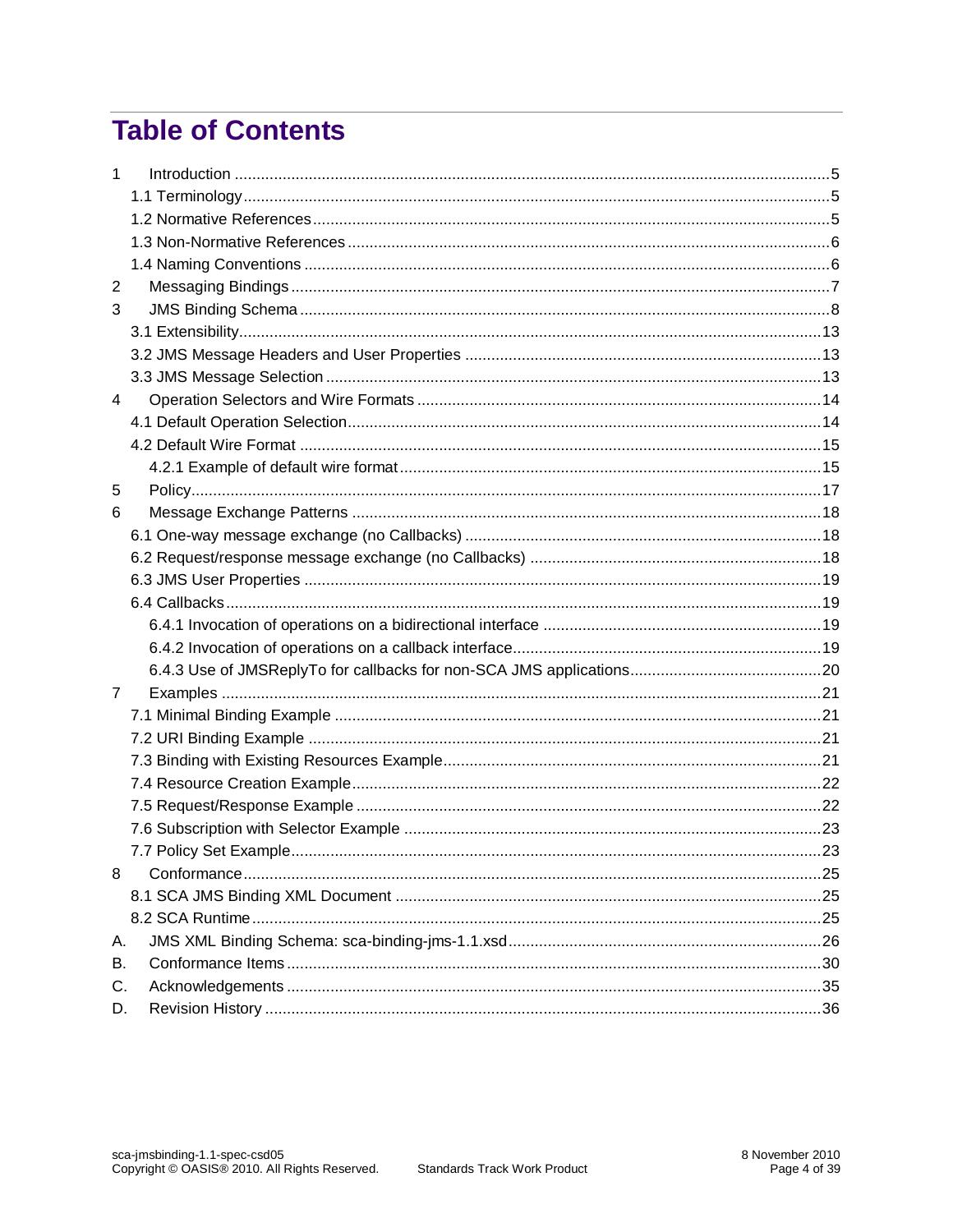# Table of Contents

1 Introduction ..... 5
- 1.1 Terminology ..... 5
- 1.2 Normative References ..... 5
- 1.3 Non-Normative References ..... 6
- 1.4 Naming Conventions ..... 6

2 Messaging Bindings ..... 7

3 JMS Binding Schema ..... 8
- 3.1 Extensibility ..... 13
- 3.2 JMS Message Headers and User Properties ..... 13
- 3.3 JMS Message Selection ..... 13

4 Operation Selectors and Wire Formats ..... 14
- 4.1 Default Operation Selection ..... 14
- 4.2 Default Wire Format ..... 15
  - 4.2.1 Example of default wire format ..... 15

5 Policy ..... 17

6 Message Exchange Patterns ..... 18
- 6.1 One-way message exchange (no Callbacks) ..... 18
- 6.2 Request/response message exchange (no Callbacks) ..... 18
- 6.3 JMS User Properties ..... 19
- 6.4 Callbacks ..... 19
  - 6.4.1 Invocation of operations on a bidirectional interface ..... 19
  - 6.4.2 Invocation of operations on a callback interface ..... 19
  - 6.4.3 Use of JMSReplyTo for callbacks for non-SCA JMS applications ..... 20

7 Examples ..... 21
- 7.1 Minimal Binding Example ..... 21
- 7.2 URI Binding Example ..... 21
- 7.3 Binding with Existing Resources Example ..... 21
- 7.4 Resource Creation Example ..... 22
- 7.5 Request/Response Example ..... 22
- 7.6 Subscription with Selector Example ..... 23
- 7.7 Policy Set Example ..... 23

8 Conformance ..... 25
- 8.1 SCA JMS Binding XML Document ..... 25
- 8.2 SCA Runtime ..... 25

A. JMS XML Binding Schema: sca-binding-jms-1.1.xsd ..... 26

B. Conformance Items ..... 30

C. Acknowledgements ..... 35

D. Revision History ..... 36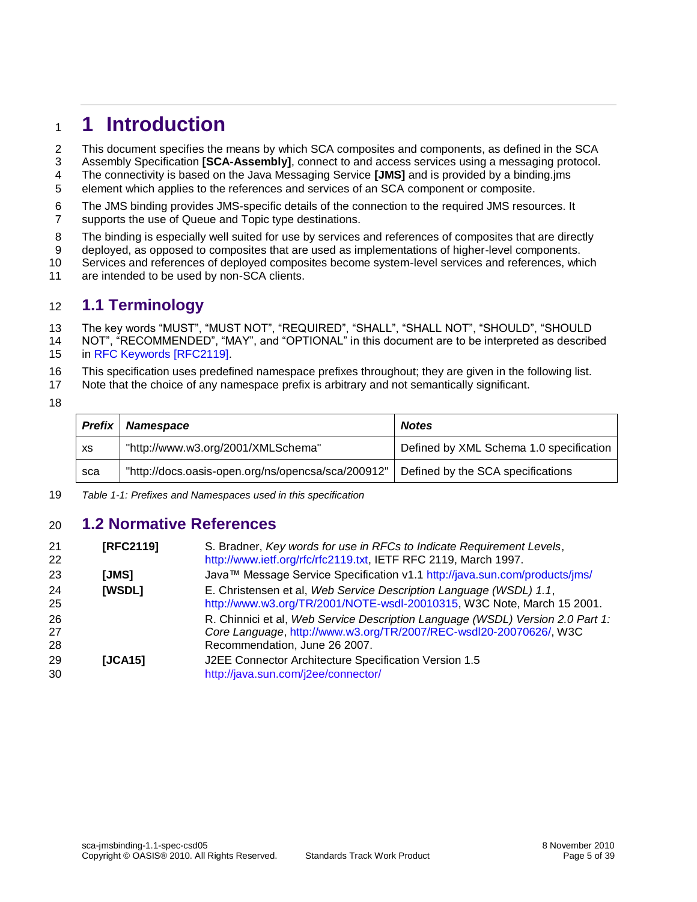# 1 Introduction

This document specifies the means by which SCA composites and components, as defined in the SCA Assembly Specification **[SCA-Assembly]**, connect to and access services using a messaging protocol. The connectivity is based on the Java Messaging Service **[JMS]** and is provided by a binding.jms element which applies to the references and services of an SCA component or composite.

The JMS binding provides JMS-specific details of the connection to the required JMS resources. It supports the use of Queue and Topic type destinations.

The binding is especially well suited for use by services and references of composites that are directly deployed, as opposed to composites that are used as implementations of higher-level components. Services and references of deployed composites become system-level services and references, which are intended to be used by non-SCA clients.

## 1.1 Terminology

The key words "MUST", "MUST NOT", "REQUIRED", "SHALL", "SHALL NOT", "SHOULD", "SHOULD NOT", "RECOMMENDED", "MAY", and "OPTIONAL" in this document are to be interpreted as described in RFC Keywords [RFC2119].

This specification uses predefined namespace prefixes throughout; they are given in the following list. Note that the choice of any namespace prefix is arbitrary and not semantically significant.

| ***Prefix*** | ***Namespace*** | ***Notes*** |
|---|---|---|
| xs | "http://www.w3.org/2001/XMLSchema" | Defined by XML Schema 1.0 specification |
| sca | "http://docs.oasis-open.org/ns/opencsa/sca/200912" | Defined by the SCA specifications |

*Table 1-1: Prefixes and Namespaces used in this specification*

## 1.2 Normative References

**[RFC2119]** S. Bradner, *Key words for use in RFCs to Indicate Requirement Levels*, http://www.ietf.org/rfc/rfc2119.txt, IETF RFC 2119, March 1997.

**[JMS]** Java™ Message Service Specification v1.1 http://java.sun.com/products/jms/

**[WSDL]** E. Christensen et al, *Web Service Description Language (WSDL) 1.1*, http://www.w3.org/TR/2001/NOTE-wsdl-20010315, W3C Note, March 15 2001.
R. Chinnici et al, *Web Service Description Language (WSDL) Version 2.0 Part 1: Core Language*, http://www.w3.org/TR/2007/REC-wsdl20-20070626/, W3C Recommendation, June 26 2007.

**[JCA15]** J2EE Connector Architecture Specification Version 1.5 http://java.sun.com/j2ee/connector/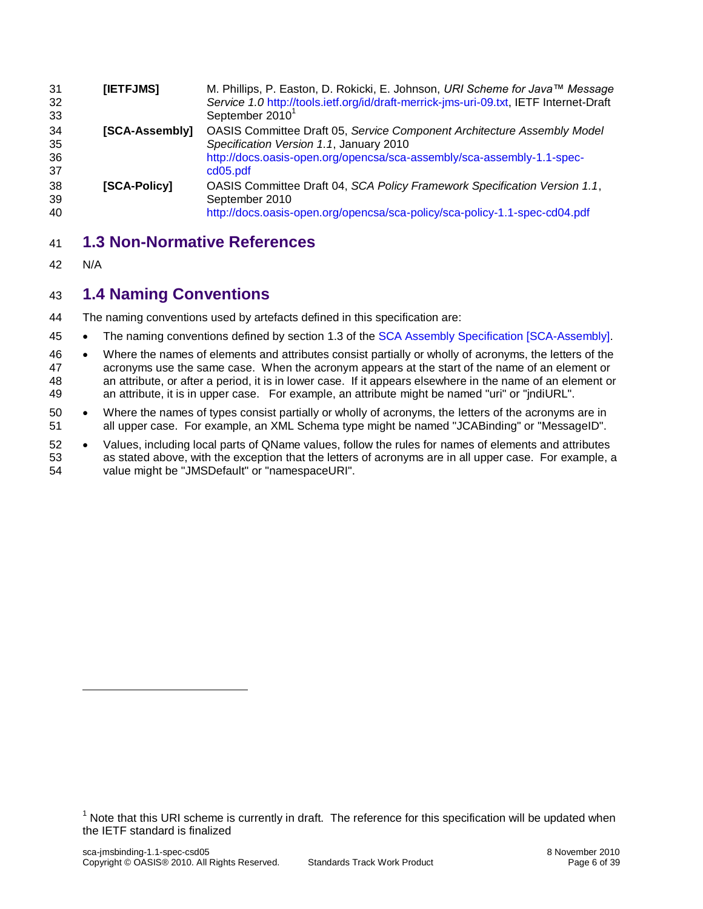**[IETFJMS]** M. Phillips, P. Easton, D. Rokicki, E. Johnson, *URI Scheme for Java™ Message Service 1.0* http://tools.ietf.org/id/draft-merrick-jms-uri-09.txt, IETF Internet-Draft September 2010[1]

**[SCA-Assembly]** OASIS Committee Draft 05, *Service Component Architecture Assembly Model Specification Version 1.1*, January 2010 http://docs.oasis-open.org/opencsa/sca-assembly/sca-assembly-1.1-spec-cd05.pdf

**[SCA-Policy]** OASIS Committee Draft 04, *SCA Policy Framework Specification Version 1.1*, September 2010 http://docs.oasis-open.org/opencsa/sca-policy/sca-policy-1.1-spec-cd04.pdf

## 1.3 Non-Normative References

N/A

## 1.4 Naming Conventions

The naming conventions used by artefacts defined in this specification are:

- The naming conventions defined by section 1.3 of the SCA Assembly Specification [SCA-Assembly].
- Where the names of elements and attributes consist partially or wholly of acronyms, the letters of the acronyms use the same case. When the acronym appears at the start of the name of an element or an attribute, or after a period, it is in lower case. If it appears elsewhere in the name of an element or an attribute, it is in upper case. For example, an attribute might be named "uri" or "jndiURL".
- Where the names of types consist partially or wholly of acronyms, the letters of the acronyms are in all upper case. For example, an XML Schema type might be named "JCABinding" or "MessageID".
- Values, including local parts of QName values, follow the rules for names of elements and attributes as stated above, with the exception that the letters of acronyms are in all upper case. For example, a value might be "JMSDefault" or "namespaceURI".

[1] Note that this URI scheme is currently in draft. The reference for this specification will be updated when the IETF standard is finalized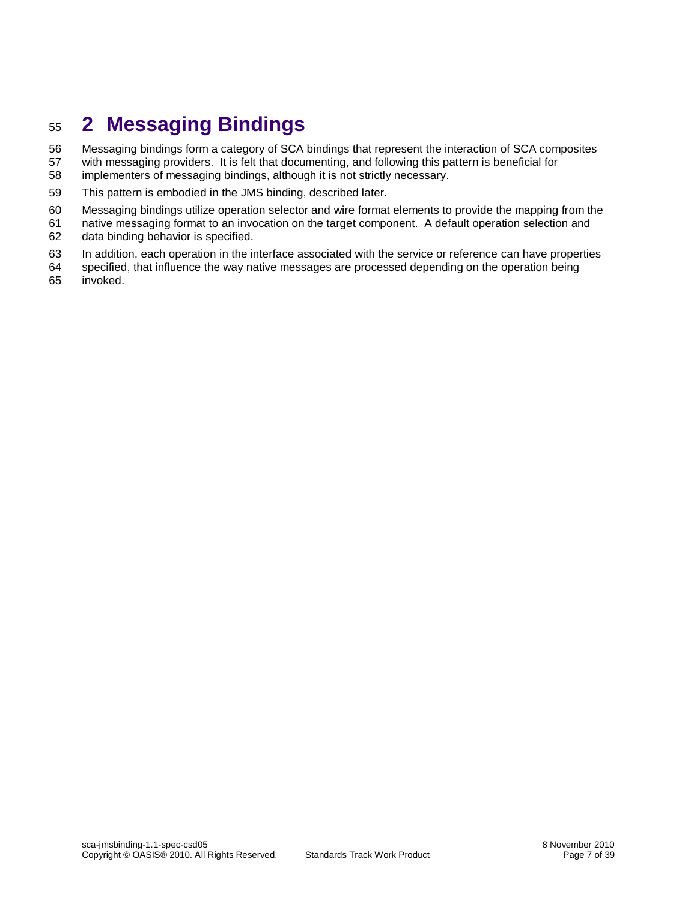# 2 Messaging Bindings

Messaging bindings form a category of SCA bindings that represent the interaction of SCA composites with messaging providers. It is felt that documenting, and following this pattern is beneficial for implementers of messaging bindings, although it is not strictly necessary.

This pattern is embodied in the JMS binding, described later.

Messaging bindings utilize operation selector and wire format elements to provide the mapping from the native messaging format to an invocation on the target component. A default operation selection and data binding behavior is specified.

In addition, each operation in the interface associated with the service or reference can have properties specified, that influence the way native messages are processed depending on the operation being invoked.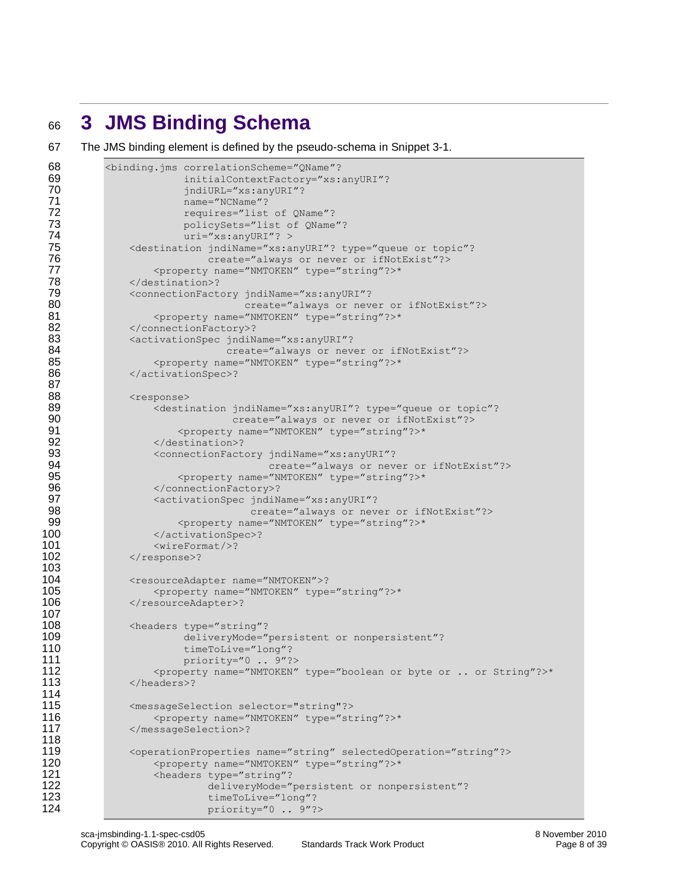# 3 JMS Binding Schema

The JMS binding element is defined by the pseudo-schema in Snippet 3-1.

```
<binding.jms correlationScheme="QName"?
             initialContextFactory="xs:anyURI"?
             jndiURL="xs:anyURI"?
             name="NCName"?
             requires="list of QName"?
             policySets="list of QName"?
             uri="xs:anyURI"? >
    <destination jndiName="xs:anyURI"? type="queue or topic"?
                 create="always or never or ifNotExist"?>
        <property name="NMTOKEN" type="string"?>*
    </destination>?
    <connectionFactory jndiName="xs:anyURI"?
                       create="always or never or ifNotExist"?>
        <property name="NMTOKEN" type="string"?>*
    </connectionFactory>?
    <activationSpec jndiName="xs:anyURI"?
                    create="always or never or ifNotExist"?>
        <property name="NMTOKEN" type="string"?>*
    </activationSpec>?

    <response>
        <destination jndiName="xs:anyURI"? type="queue or topic"?
                     create="always or never or ifNotExist"?>
            <property name="NMTOKEN" type="string"?>*
        </destination>?
        <connectionFactory jndiName="xs:anyURI"?
                           create="always or never or ifNotExist"?>
            <property name="NMTOKEN" type="string"?>*
        </connectionFactory>?
        <activationSpec jndiName="xs:anyURI"?
                        create="always or never or ifNotExist"?>
            <property name="NMTOKEN" type="string"?>*
        </activationSpec>?
        <wireFormat/>?
    </response>?

    <resourceAdapter name="NMTOKEN">?
        <property name="NMTOKEN" type="string"?>*
    </resourceAdapter>?

    <headers type="string"?
             deliveryMode="persistent or nonpersistent"?
             timeToLive="long"?
             priority="0 .. 9"?>
        <property name="NMTOKEN" type="boolean or byte or .. or String"?>*
    </headers>?

    <messageSelection selector="string"?>
        <property name="NMTOKEN" type="string"?>*
    </messageSelection>?

    <operationProperties name="string" selectedOperation="string"?>
        <property name="NMTOKEN" type="string"?>*
        <headers type="string"?
                 deliveryMode="persistent or nonpersistent"?
                 timeToLive="long"?
                 priority="0 .. 9"?>
```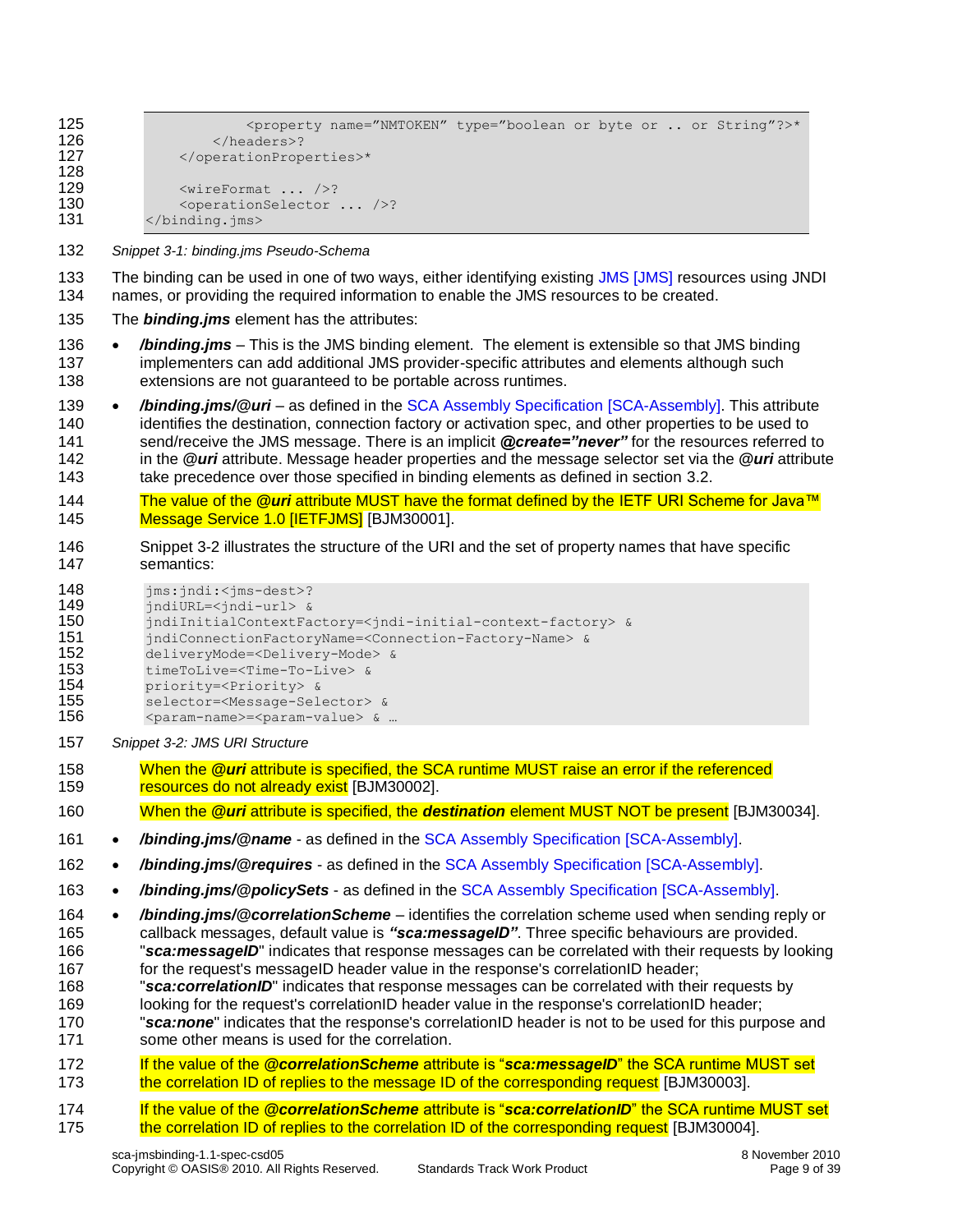```
            <property name="NMTOKEN" type="boolean or byte or .. or String"?>*
        </headers>?
    </operationProperties>*

    <wireFormat ... />?
    <operationSelector ... />?
</binding.jms>
```

*Snippet 3-1: binding.jms Pseudo-Schema*

The binding can be used in one of two ways, either identifying existing JMS [JMS] resources using JNDI names, or providing the required information to enable the JMS resources to be created.

The ***binding.jms*** element has the attributes:

- ***/binding.jms*** – This is the JMS binding element. The element is extensible so that JMS binding implementers can add additional JMS provider-specific attributes and elements although such extensions are not guaranteed to be portable across runtimes.
- ***/binding.jms/@uri*** – as defined in the SCA Assembly Specification [SCA-Assembly]. This attribute identifies the destination, connection factory or activation spec, and other properties to be used to send/receive the JMS message. There is an implicit ***@create="never"*** for the resources referred to in the ***@uri*** attribute. Message header properties and the message selector set via the ***@uri*** attribute take precedence over those specified in binding elements as defined in section 3.2.

  The value of the ***@uri*** attribute MUST have the format defined by the IETF URI Scheme for Java™ Message Service 1.0 [IETFJMS] [BJM30001].

  Snippet 3-2 illustrates the structure of the URI and the set of property names that have specific semantics:

  ```
  jms:jndi:<jms-dest>?
  jndiURL=<jndi-url> &
  jndiInitialContextFactory=<jndi-initial-context-factory> &
  jndiConnectionFactoryName=<Connection-Factory-Name> &
  deliveryMode=<Delivery-Mode> &
  timeToLive=<Time-To-Live> &
  priority=<Priority> &
  selector=<Message-Selector> &
  <param-name>=<param-value> & …
  ```

  *Snippet 3-2: JMS URI Structure*

  When the ***@uri*** attribute is specified, the SCA runtime MUST raise an error if the referenced resources do not already exist [BJM30002].

  When the ***@uri*** attribute is specified, the ***destination*** element MUST NOT be present [BJM30034].

- ***/binding.jms/@name*** - as defined in the SCA Assembly Specification [SCA-Assembly].
- ***/binding.jms/@requires*** - as defined in the SCA Assembly Specification [SCA-Assembly].
- ***/binding.jms/@policySets*** - as defined in the SCA Assembly Specification [SCA-Assembly].
- ***/binding.jms/@correlationScheme*** – identifies the correlation scheme used when sending reply or callback messages, default value is ***"sca:messageID"***. Three specific behaviours are provided. "***sca:messageID***" indicates that response messages can be correlated with their requests by looking for the request's messageID header value in the response's correlationID header; "***sca:correlationID***" indicates that response messages can be correlated with their requests by looking for the request's correlationID header value in the response's correlationID header; "***sca:none***" indicates that the response's correlationID header is not to be used for this purpose and some other means is used for the correlation.

  If the value of the ***@correlationScheme*** attribute is "***sca:messageID***" the SCA runtime MUST set the correlation ID of replies to the message ID of the corresponding request [BJM30003].

  If the value of the ***@correlationScheme*** attribute is "***sca:correlationID***" the SCA runtime MUST set the correlation ID of replies to the correlation ID of the corresponding request [BJM30004].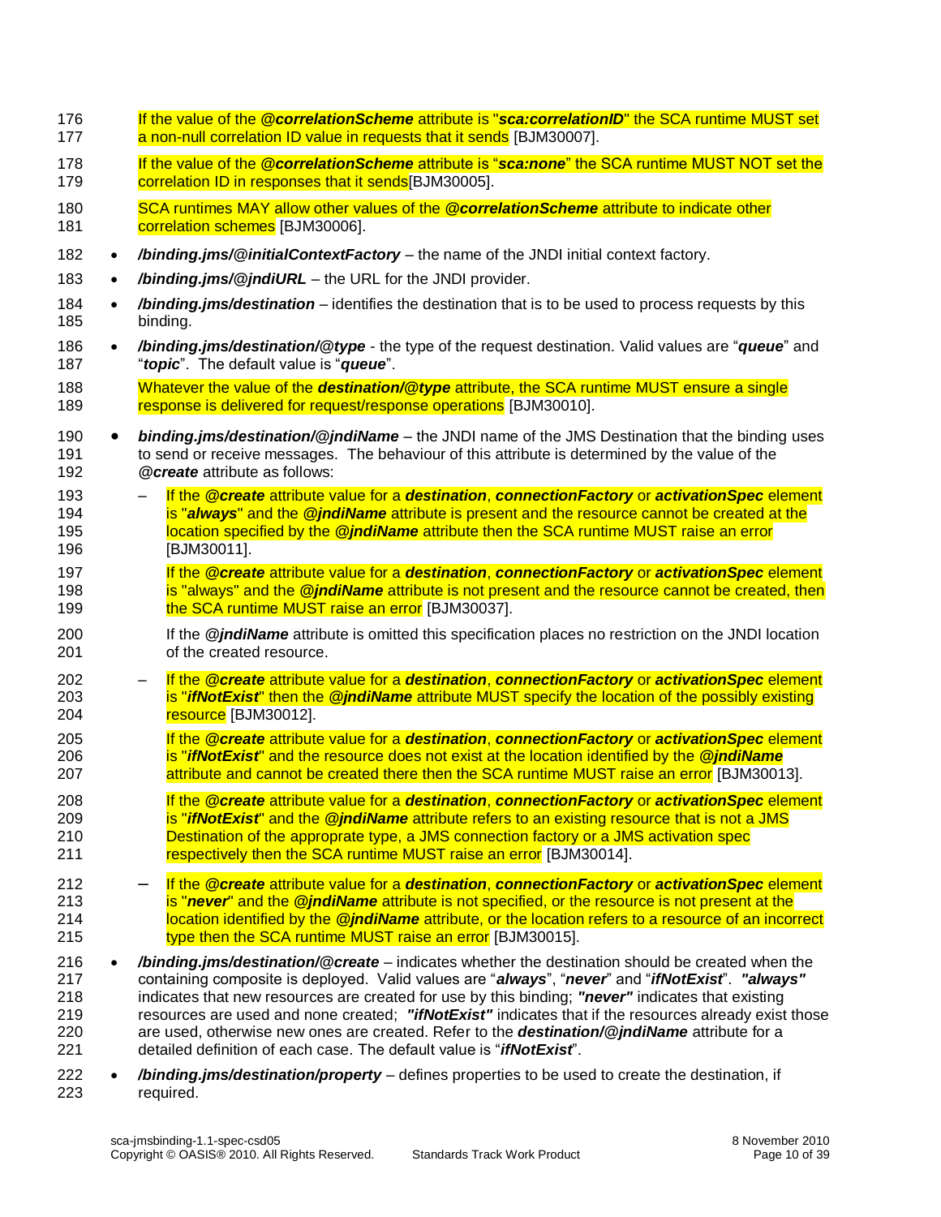If the value of the ***@correlationScheme*** attribute is "***sca:correlationID***" the SCA runtime MUST set a non-null correlation ID value in requests that it sends [BJM30007].

If the value of the ***@correlationScheme*** attribute is "***sca:none***" the SCA runtime MUST NOT set the correlation ID in responses that it sends[BJM30005].

SCA runtimes MAY allow other values of the ***@correlationScheme*** attribute to indicate other correlation schemes [BJM30006].

- ***/binding.jms/@initialContextFactory*** – the name of the JNDI initial context factory.
- ***/binding.jms/@jndiURL*** – the URL for the JNDI provider.
- ***/binding.jms/destination*** – identifies the destination that is to be used to process requests by this binding.
- ***/binding.jms/destination/@type*** - the type of the request destination. Valid values are "***queue***" and "***topic***". The default value is "***queue***".

  Whatever the value of the ***destination/@type*** attribute, the SCA runtime MUST ensure a single response is delivered for request/response operations [BJM30010].

- ***binding.jms/destination/@jndiName*** – the JNDI name of the JMS Destination that the binding uses to send or receive messages. The behaviour of this attribute is determined by the value of the ***@create*** attribute as follows:
  - If the ***@create*** attribute value for a ***destination***, ***connectionFactory*** or ***activationSpec*** element is "***always***" and the ***@jndiName*** attribute is present and the resource cannot be created at the location specified by the ***@jndiName*** attribute then the SCA runtime MUST raise an error [BJM30011].

    If the ***@create*** attribute value for a ***destination***, ***connectionFactory*** or ***activationSpec*** element is "always" and the ***@jndiName*** attribute is not present and the resource cannot be created, then the SCA runtime MUST raise an error [BJM30037].

    If the ***@jndiName*** attribute is omitted this specification places no restriction on the JNDI location of the created resource.

  - If the ***@create*** attribute value for a ***destination***, ***connectionFactory*** or ***activationSpec*** element is "***ifNotExist***" then the ***@jndiName*** attribute MUST specify the location of the possibly existing resource [BJM30012].

    If the ***@create*** attribute value for a ***destination***, ***connectionFactory*** or ***activationSpec*** element is "***ifNotExist***" and the resource does not exist at the location identified by the ***@jndiName*** attribute and cannot be created there then the SCA runtime MUST raise an error [BJM30013].

    If the ***@create*** attribute value for a ***destination***, ***connectionFactory*** or ***activationSpec*** element is "***ifNotExist***" and the ***@jndiName*** attribute refers to an existing resource that is not a JMS Destination of the approprate type, a JMS connection factory or a JMS activation spec respectively then the SCA runtime MUST raise an error [BJM30014].

  - If the ***@create*** attribute value for a ***destination***, ***connectionFactory*** or ***activationSpec*** element is "***never***" and the ***@jndiName*** attribute is not specified, or the resource is not present at the location identified by the ***@jndiName*** attribute, or the location refers to a resource of an incorrect type then the SCA runtime MUST raise an error [BJM30015].

- ***/binding.jms/destination/@create*** – indicates whether the destination should be created when the containing composite is deployed. Valid values are "***always***", "***never***" and "***ifNotExist***". ***"always"*** indicates that new resources are created for use by this binding; ***"never"*** indicates that existing resources are used and none created; ***"ifNotExist"*** indicates that if the resources already exist those are used, otherwise new ones are created. Refer to the ***destination/@jndiName*** attribute for a detailed definition of each case. The default value is "***ifNotExist***".
- ***/binding.jms/destination/property*** – defines properties to be used to create the destination, if required.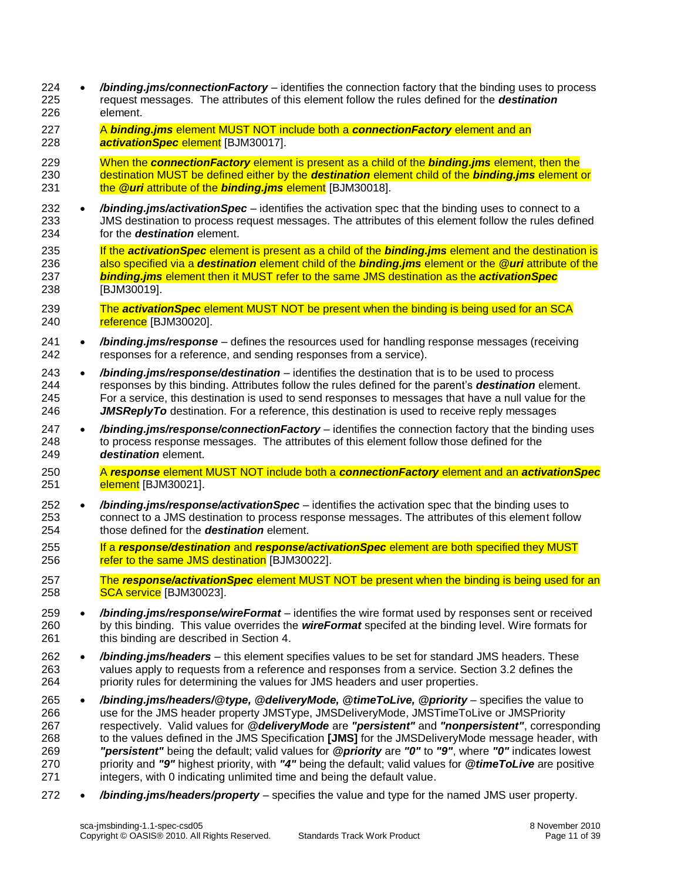- ***/binding.jms/connectionFactory*** – identifies the connection factory that the binding uses to process request messages. The attributes of this element follow the rules defined for the ***destination*** element.

  A ***binding.jms*** element MUST NOT include both a ***connectionFactory*** element and an ***activationSpec*** element [BJM30017].

  When the ***connectionFactory*** element is present as a child of the ***binding.jms*** element, then the destination MUST be defined either by the ***destination*** element child of the ***binding.jms*** element or the ***@uri*** attribute of the ***binding.jms*** element [BJM30018].

- ***/binding.jms/activationSpec*** – identifies the activation spec that the binding uses to connect to a JMS destination to process request messages. The attributes of this element follow the rules defined for the ***destination*** element.

  If the ***activationSpec*** element is present as a child of the ***binding.jms*** element and the destination is also specified via a ***destination*** element child of the ***binding.jms*** element or the ***@uri*** attribute of the ***binding.jms*** element then it MUST refer to the same JMS destination as the ***activationSpec*** [BJM30019].

  The ***activationSpec*** element MUST NOT be present when the binding is being used for an SCA reference [BJM30020].

- ***/binding.jms/response*** – defines the resources used for handling response messages (receiving responses for a reference, and sending responses from a service).

- ***/binding.jms/response/destination*** – identifies the destination that is to be used to process responses by this binding. Attributes follow the rules defined for the parent's ***destination*** element. For a service, this destination is used to send responses to messages that have a null value for the ***JMSReplyTo*** destination. For a reference, this destination is used to receive reply messages

- ***/binding.jms/response/connectionFactory*** – identifies the connection factory that the binding uses to process response messages. The attributes of this element follow those defined for the ***destination*** element.

  A ***response*** element MUST NOT include both a ***connectionFactory*** element and an ***activationSpec*** element [BJM30021].

- ***/binding.jms/response/activationSpec*** – identifies the activation spec that the binding uses to connect to a JMS destination to process response messages. The attributes of this element follow those defined for the ***destination*** element.

  If a ***response/destination*** and ***response/activationSpec*** element are both specified they MUST refer to the same JMS destination [BJM30022].

  The ***response/activationSpec*** element MUST NOT be present when the binding is being used for an SCA service [BJM30023].

- ***/binding.jms/response/wireFormat*** – identifies the wire format used by responses sent or received by this binding. This value overrides the ***wireFormat*** specifed at the binding level. Wire formats for this binding are described in Section 4.

- ***/binding.jms/headers*** – this element specifies values to be set for standard JMS headers. These values apply to requests from a reference and responses from a service. Section 3.2 defines the priority rules for determining the values for JMS headers and user properties.

- ***/binding.jms/headers/@type, @deliveryMode, @timeToLive, @priority*** – specifies the value to use for the JMS header property JMSType, JMSDeliveryMode, JMSTimeToLive or JMSPriority respectively. Valid values for ***@deliveryMode*** are ***"persistent"*** and ***"nonpersistent"***, corresponding to the values defined in the JMS Specification **[JMS]** for the JMSDeliveryMode message header, with ***"persistent"*** being the default; valid values for ***@priority*** are ***"0"*** to ***"9"***, where ***"0"*** indicates lowest priority and ***"9"*** highest priority, with ***"4"*** being the default; valid values for ***@timeToLive*** are positive integers, with 0 indicating unlimited time and being the default value.

- ***/binding.jms/headers/property*** – specifies the value and type for the named JMS user property.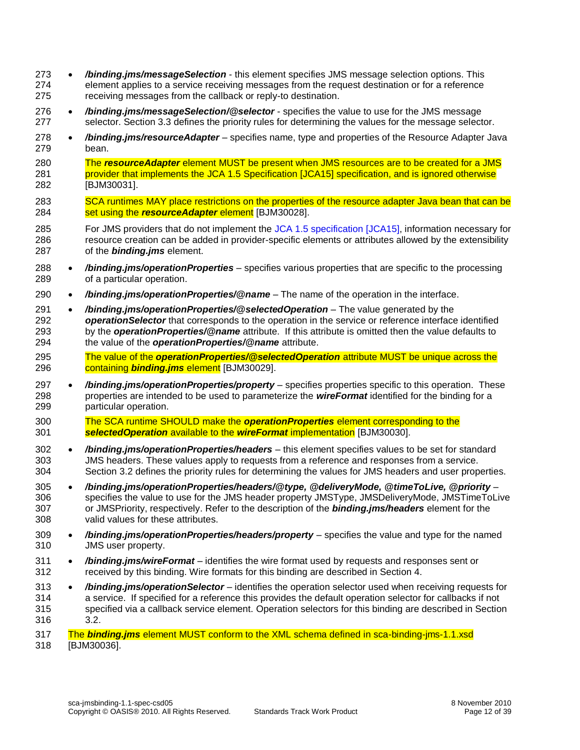- ***/binding.jms/messageSelection*** - this element specifies JMS message selection options. This element applies to a service receiving messages from the request destination or for a reference receiving messages from the callback or reply-to destination.
- ***/binding.jms/messageSelection/@selector*** - specifies the value to use for the JMS message selector. Section 3.3 defines the priority rules for determining the values for the message selector.
- ***/binding.jms/resourceAdapter*** – specifies name, type and properties of the Resource Adapter Java bean.

  The ***resourceAdapter*** element MUST be present when JMS resources are to be created for a JMS provider that implements the JCA 1.5 Specification [JCA15] specification, and is ignored otherwise [BJM30031].

  SCA runtimes MAY place restrictions on the properties of the resource adapter Java bean that can be set using the ***resourceAdapter*** element [BJM30028].

  For JMS providers that do not implement the JCA 1.5 specification [JCA15], information necessary for resource creation can be added in provider-specific elements or attributes allowed by the extensibility of the ***binding.jms*** element.
- ***/binding.jms/operationProperties*** – specifies various properties that are specific to the processing of a particular operation.
- ***/binding.jms/operationProperties/@name*** – The name of the operation in the interface.
- ***/binding.jms/operationProperties/@selectedOperation*** – The value generated by the ***operationSelector*** that corresponds to the operation in the service or reference interface identified by the ***operationProperties/@name*** attribute. If this attribute is omitted then the value defaults to the value of the ***operationProperties/@name*** attribute.

  The value of the ***operationProperties/@selectedOperation*** attribute MUST be unique across the containing ***binding.jms*** element [BJM30029].
- ***/binding.jms/operationProperties/property*** – specifies properties specific to this operation. These properties are intended to be used to parameterize the ***wireFormat*** identified for the binding for a particular operation.

  The SCA runtime SHOULD make the ***operationProperties*** element corresponding to the ***selectedOperation*** available to the ***wireFormat*** implementation [BJM30030].
- ***/binding.jms/operationProperties/headers*** – this element specifies values to be set for standard JMS headers. These values apply to requests from a reference and responses from a service. Section 3.2 defines the priority rules for determining the values for JMS headers and user properties.
- ***/binding.jms/operationProperties/headers/@type, @deliveryMode, @timeToLive, @priority*** – specifies the value to use for the JMS header property JMSType, JMSDeliveryMode, JMSTimeToLive or JMSPriority, respectively. Refer to the description of the ***binding.jms/headers*** element for the valid values for these attributes.
- ***/binding.jms/operationProperties/headers/property*** – specifies the value and type for the named JMS user property.
- ***/binding.jms/wireFormat*** – identifies the wire format used by requests and responses sent or received by this binding. Wire formats for this binding are described in Section 4.
- ***/binding.jms/operationSelector*** – identifies the operation selector used when receiving requests for a service. If specified for a reference this provides the default operation selector for callbacks if not specified via a callback service element. Operation selectors for this binding are described in Section 3.2.

The ***binding.jms*** element MUST conform to the XML schema defined in sca-binding-jms-1.1.xsd [BJM30036].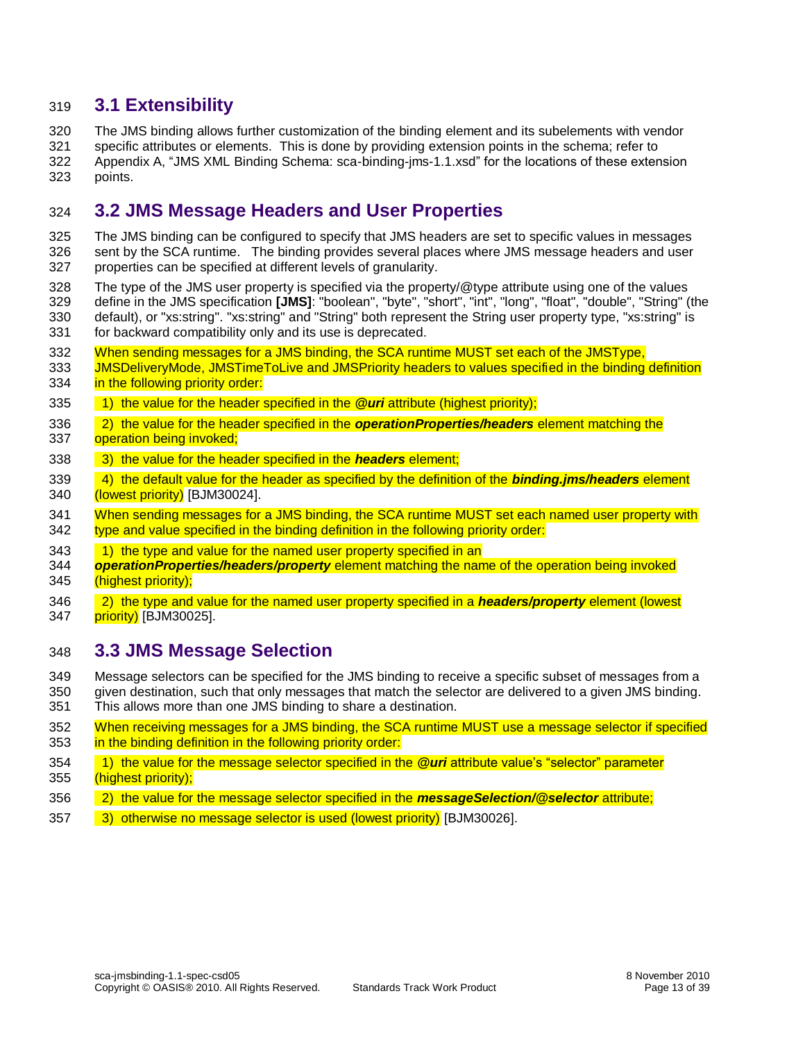## 3.1 Extensibility

The JMS binding allows further customization of the binding element and its subelements with vendor specific attributes or elements. This is done by providing extension points in the schema; refer to Appendix A, "JMS XML Binding Schema: sca-binding-jms-1.1.xsd" for the locations of these extension points.

## 3.2 JMS Message Headers and User Properties

The JMS binding can be configured to specify that JMS headers are set to specific values in messages sent by the SCA runtime. The binding provides several places where JMS message headers and user properties can be specified at different levels of granularity.

The type of the JMS user property is specified via the property/@type attribute using one of the values define in the JMS specification **[JMS]**: "boolean", "byte", "short", "int", "long", "float", "double", "String" (the default), or "xs:string". "xs:string" and "String" both represent the String user property type, "xs:string" is for backward compatibility only and its use is deprecated.

When sending messages for a JMS binding, the SCA runtime MUST set each of the JMSType, JMSDeliveryMode, JMSTimeToLive and JMSPriority headers to values specified in the binding definition in the following priority order:

1) the value for the header specified in the ***@uri*** attribute (highest priority);

2) the value for the header specified in the ***operationProperties/headers*** element matching the operation being invoked;

3) the value for the header specified in the ***headers*** element;

4) the default value for the header as specified by the definition of the ***binding.jms/headers*** element (lowest priority) [BJM30024].

When sending messages for a JMS binding, the SCA runtime MUST set each named user property with type and value specified in the binding definition in the following priority order:

1) the type and value for the named user property specified in an ***operationProperties/headers/property*** element matching the name of the operation being invoked (highest priority);

2) the type and value for the named user property specified in a ***headers/property*** element (lowest priority) [BJM30025].

## 3.3 JMS Message Selection

Message selectors can be specified for the JMS binding to receive a specific subset of messages from a given destination, such that only messages that match the selector are delivered to a given JMS binding. This allows more than one JMS binding to share a destination.

When receiving messages for a JMS binding, the SCA runtime MUST use a message selector if specified in the binding definition in the following priority order:

1) the value for the message selector specified in the ***@uri*** attribute value's "selector" parameter (highest priority);

2) the value for the message selector specified in the ***messageSelection/@selector*** attribute;

3) otherwise no message selector is used (lowest priority) [BJM30026].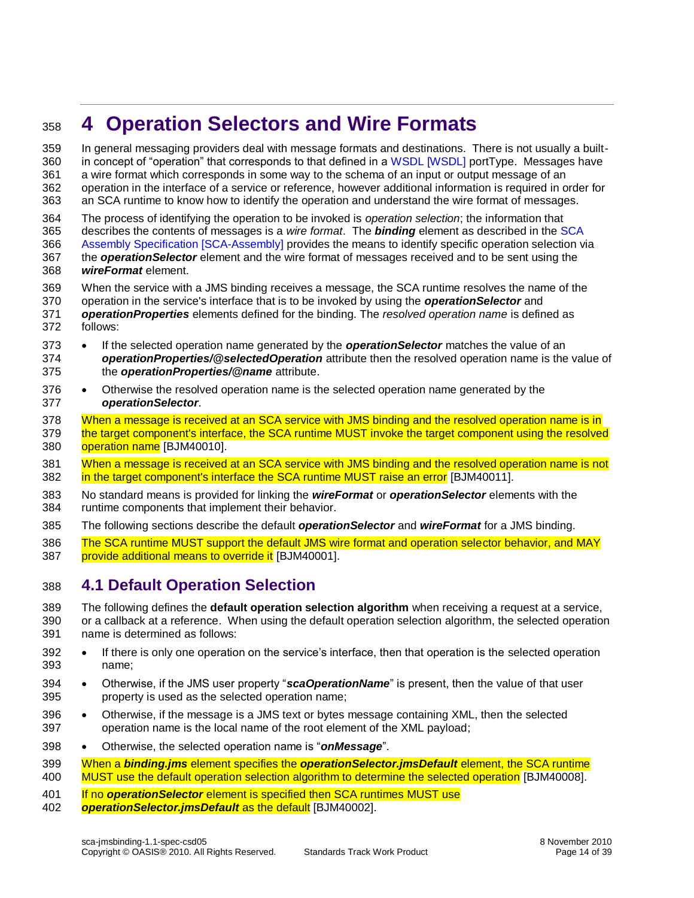# 4 Operation Selectors and Wire Formats

In general messaging providers deal with message formats and destinations. There is not usually a built-in concept of "operation" that corresponds to that defined in a WSDL [WSDL] portType. Messages have a wire format which corresponds in some way to the schema of an input or output message of an operation in the interface of a service or reference, however additional information is required in order for an SCA runtime to know how to identify the operation and understand the wire format of messages.

The process of identifying the operation to be invoked is *operation selection*; the information that describes the contents of messages is a *wire format*. The ***binding*** element as described in the SCA Assembly Specification [SCA-Assembly] provides the means to identify specific operation selection via the ***operationSelector*** element and the wire format of messages received and to be sent using the ***wireFormat*** element.

When the service with a JMS binding receives a message, the SCA runtime resolves the name of the operation in the service's interface that is to be invoked by using the ***operationSelector*** and ***operationProperties*** elements defined for the binding. The *resolved operation name* is defined as follows:

- If the selected operation name generated by the ***operationSelector*** matches the value of an ***operationProperties/@selectedOperation*** attribute then the resolved operation name is the value of the ***operationProperties/@name*** attribute.
- Otherwise the resolved operation name is the selected operation name generated by the ***operationSelector***.

When a message is received at an SCA service with JMS binding and the resolved operation name is in the target component's interface, the SCA runtime MUST invoke the target component using the resolved operation name [BJM40010].

When a message is received at an SCA service with JMS binding and the resolved operation name is not in the target component's interface the SCA runtime MUST raise an error [BJM40011].

No standard means is provided for linking the ***wireFormat*** or ***operationSelector*** elements with the runtime components that implement their behavior.

The following sections describe the default ***operationSelector*** and ***wireFormat*** for a JMS binding.

The SCA runtime MUST support the default JMS wire format and operation selector behavior, and MAY provide additional means to override it [BJM40001].

## 4.1 Default Operation Selection

The following defines the **default operation selection algorithm** when receiving a request at a service, or a callback at a reference. When using the default operation selection algorithm, the selected operation name is determined as follows:

- If there is only one operation on the service's interface, then that operation is the selected operation name;
- Otherwise, if the JMS user property "***scaOperationName***" is present, then the value of that user property is used as the selected operation name;
- Otherwise, if the message is a JMS text or bytes message containing XML, then the selected operation name is the local name of the root element of the XML payload;
- Otherwise, the selected operation name is "***onMessage***".

When a ***binding.jms*** element specifies the ***operationSelector.jmsDefault*** element, the SCA runtime MUST use the default operation selection algorithm to determine the selected operation [BJM40008].

If no ***operationSelector*** element is specified then SCA runtimes MUST use ***operationSelector.jmsDefault*** as the default [BJM40002].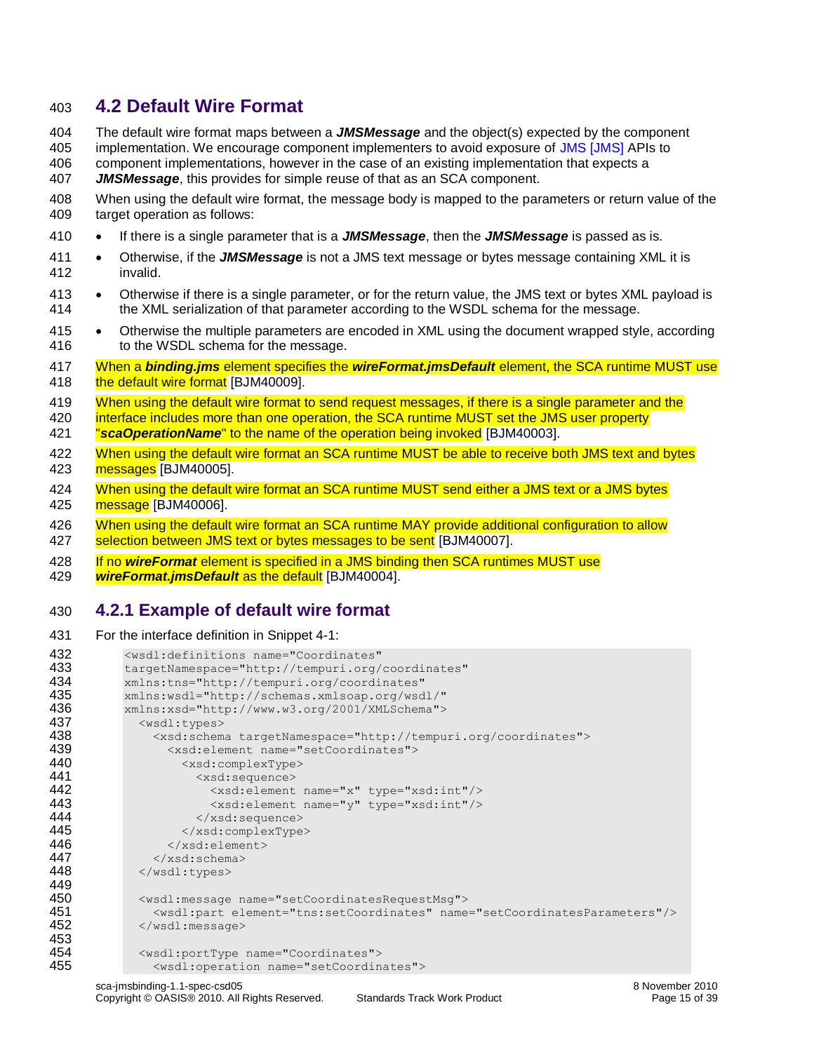## 4.2 Default Wire Format

The default wire format maps between a ***JMSMessage*** and the object(s) expected by the component implementation. We encourage component implementers to avoid exposure of JMS [JMS] APIs to component implementations, however in the case of an existing implementation that expects a ***JMSMessage***, this provides for simple reuse of that as an SCA component.

When using the default wire format, the message body is mapped to the parameters or return value of the target operation as follows:

- If there is a single parameter that is a ***JMSMessage***, then the ***JMSMessage*** is passed as is.
- Otherwise, if the ***JMSMessage*** is not a JMS text message or bytes message containing XML it is invalid.
- Otherwise if there is a single parameter, or for the return value, the JMS text or bytes XML payload is the XML serialization of that parameter according to the WSDL schema for the message.
- Otherwise the multiple parameters are encoded in XML using the document wrapped style, according to the WSDL schema for the message.

When a ***binding.jms*** element specifies the ***wireFormat.jmsDefault*** element, the SCA runtime MUST use the default wire format [BJM40009].

When using the default wire format to send request messages, if there is a single parameter and the interface includes more than one operation, the SCA runtime MUST set the JMS user property "***scaOperationName***" to the name of the operation being invoked [BJM40003].

When using the default wire format an SCA runtime MUST be able to receive both JMS text and bytes messages [BJM40005].

When using the default wire format an SCA runtime MUST send either a JMS text or a JMS bytes message [BJM40006].

When using the default wire format an SCA runtime MAY provide additional configuration to allow selection between JMS text or bytes messages to be sent [BJM40007].

If no ***wireFormat*** element is specified in a JMS binding then SCA runtimes MUST use ***wireFormat.jmsDefault*** as the default [BJM40004].

### 4.2.1 Example of default wire format

For the interface definition in Snippet 4-1:

```
<wsdl:definitions name="Coordinates"
targetNamespace="http://tempuri.org/coordinates"
xmlns:tns="http://tempuri.org/coordinates"
xmlns:wsdl="http://schemas.xmlsoap.org/wsdl/"
xmlns:xsd="http://www.w3.org/2001/XMLSchema">
  <wsdl:types>
    <xsd:schema targetNamespace="http://tempuri.org/coordinates">
      <xsd:element name="setCoordinates">
        <xsd:complexType>
          <xsd:sequence>
            <xsd:element name="x" type="xsd:int"/>
            <xsd:element name="y" type="xsd:int"/>
          </xsd:sequence>
        </xsd:complexType>
      </xsd:element>
    </xsd:schema>
  </wsdl:types>

  <wsdl:message name="setCoordinatesRequestMsg">
    <wsdl:part element="tns:setCoordinates" name="setCoordinatesParameters"/>
  </wsdl:message>

  <wsdl:portType name="Coordinates">
    <wsdl:operation name="setCoordinates">
```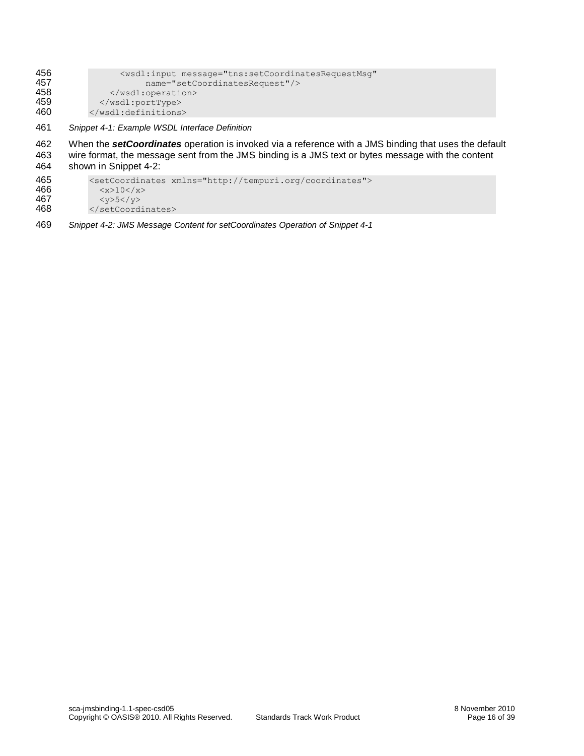```
      <wsdl:input message="tns:setCoordinatesRequestMsg"
           name="setCoordinatesRequest"/>
    </wsdl:operation>
  </wsdl:portType>
</wsdl:definitions>
```

*Snippet 4-1: Example WSDL Interface Definition*

When the ***setCoordinates*** operation is invoked via a reference with a JMS binding that uses the default wire format, the message sent from the JMS binding is a JMS text or bytes message with the content shown in Snippet 4-2:

```
<setCoordinates xmlns="http://tempuri.org/coordinates">
  <x>10</x>
  <y>5</y>
</setCoordinates>
```

*Snippet 4-2: JMS Message Content for setCoordinates Operation of Snippet 4-1*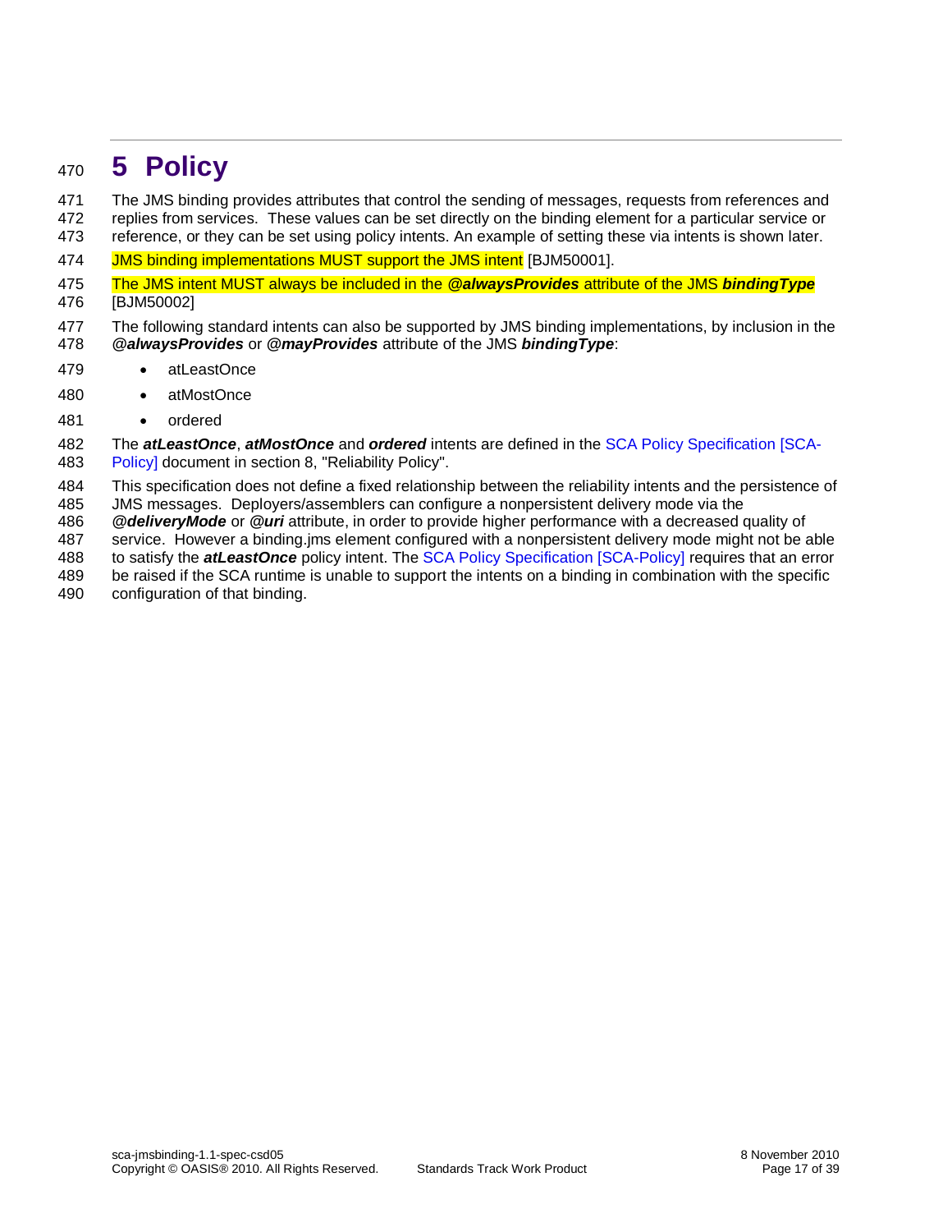# 5 Policy

The JMS binding provides attributes that control the sending of messages, requests from references and replies from services. These values can be set directly on the binding element for a particular service or reference, or they can be set using policy intents. An example of setting these via intents is shown later.

JMS binding implementations MUST support the JMS intent [BJM50001].

The JMS intent MUST always be included in the ***@alwaysProvides*** attribute of the JMS ***bindingType*** [BJM50002]

The following standard intents can also be supported by JMS binding implementations, by inclusion in the ***@alwaysProvides*** or ***@mayProvides*** attribute of the JMS ***bindingType***:

- atLeastOnce
- atMostOnce
- ordered

The ***atLeastOnce***, ***atMostOnce*** and ***ordered*** intents are defined in the SCA Policy Specification [SCA-Policy] document in section 8, "Reliability Policy".

This specification does not define a fixed relationship between the reliability intents and the persistence of JMS messages. Deployers/assemblers can configure a nonpersistent delivery mode via the ***@deliveryMode*** or ***@uri*** attribute, in order to provide higher performance with a decreased quality of service. However a binding.jms element configured with a nonpersistent delivery mode might not be able to satisfy the ***atLeastOnce*** policy intent. The SCA Policy Specification [SCA-Policy] requires that an error be raised if the SCA runtime is unable to support the intents on a binding in combination with the specific configuration of that binding.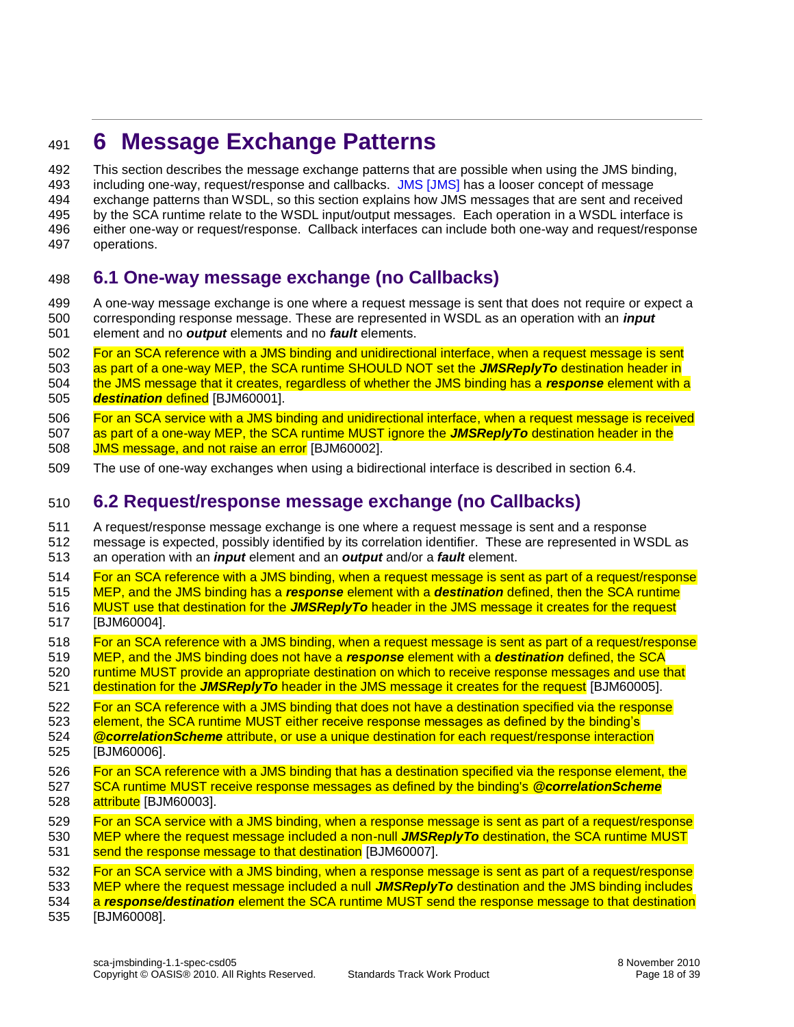# 6 Message Exchange Patterns

This section describes the message exchange patterns that are possible when using the JMS binding, including one-way, request/response and callbacks. JMS [JMS] has a looser concept of message exchange patterns than WSDL, so this section explains how JMS messages that are sent and received by the SCA runtime relate to the WSDL input/output messages. Each operation in a WSDL interface is either one-way or request/response. Callback interfaces can include both one-way and request/response operations.

## 6.1 One-way message exchange (no Callbacks)

A one-way message exchange is one where a request message is sent that does not require or expect a corresponding response message. These are represented in WSDL as an operation with an ***input*** element and no ***output*** elements and no ***fault*** elements.

For an SCA reference with a JMS binding and unidirectional interface, when a request message is sent as part of a one-way MEP, the SCA runtime SHOULD NOT set the ***JMSReplyTo*** destination header in the JMS message that it creates, regardless of whether the JMS binding has a ***response*** element with a ***destination*** defined [BJM60001].

For an SCA service with a JMS binding and unidirectional interface, when a request message is received as part of a one-way MEP, the SCA runtime MUST ignore the ***JMSReplyTo*** destination header in the JMS message, and not raise an error [BJM60002].

The use of one-way exchanges when using a bidirectional interface is described in section 6.4.

## 6.2 Request/response message exchange (no Callbacks)

A request/response message exchange is one where a request message is sent and a response message is expected, possibly identified by its correlation identifier. These are represented in WSDL as an operation with an ***input*** element and an ***output*** and/or a ***fault*** element.

For an SCA reference with a JMS binding, when a request message is sent as part of a request/response MEP, and the JMS binding has a ***response*** element with a ***destination*** defined, then the SCA runtime MUST use that destination for the ***JMSReplyTo*** header in the JMS message it creates for the request [BJM60004].

For an SCA reference with a JMS binding, when a request message is sent as part of a request/response MEP, and the JMS binding does not have a ***response*** element with a ***destination*** defined, the SCA runtime MUST provide an appropriate destination on which to receive response messages and use that destination for the ***JMSReplyTo*** header in the JMS message it creates for the request [BJM60005].

For an SCA reference with a JMS binding that does not have a destination specified via the response element, the SCA runtime MUST either receive response messages as defined by the binding's ***@correlationScheme*** attribute, or use a unique destination for each request/response interaction [BJM60006].

For an SCA reference with a JMS binding that has a destination specified via the response element, the SCA runtime MUST receive response messages as defined by the binding's ***@correlationScheme*** attribute [BJM60003].

For an SCA service with a JMS binding, when a response message is sent as part of a request/response MEP where the request message included a non-null ***JMSReplyTo*** destination, the SCA runtime MUST send the response message to that destination [BJM60007].

For an SCA service with a JMS binding, when a response message is sent as part of a request/response MEP where the request message included a null ***JMSReplyTo*** destination and the JMS binding includes a ***response/destination*** element the SCA runtime MUST send the response message to that destination [BJM60008].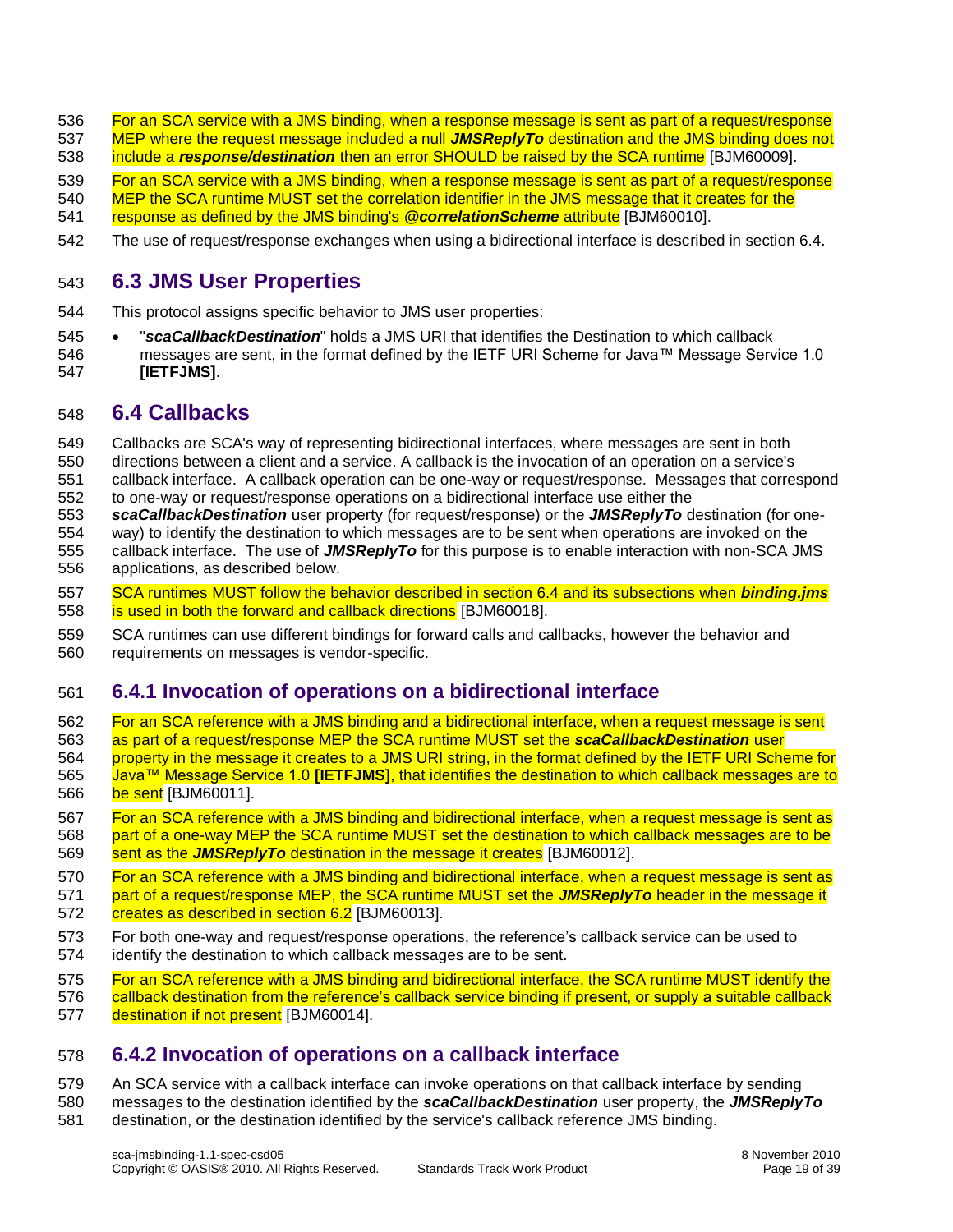For an SCA service with a JMS binding, when a response message is sent as part of a request/response MEP where the request message included a null ***JMSReplyTo*** destination and the JMS binding does not include a ***response/destination*** then an error SHOULD be raised by the SCA runtime [BJM60009].

For an SCA service with a JMS binding, when a response message is sent as part of a request/response MEP the SCA runtime MUST set the correlation identifier in the JMS message that it creates for the response as defined by the JMS binding's ***@correlationScheme*** attribute [BJM60010].

The use of request/response exchanges when using a bidirectional interface is described in section 6.4.

## 6.3 JMS User Properties

This protocol assigns specific behavior to JMS user properties:

- "***scaCallbackDestination***" holds a JMS URI that identifies the Destination to which callback messages are sent, in the format defined by the IETF URI Scheme for Java™ Message Service 1.0 **[IETFJMS]**.

## 6.4 Callbacks

Callbacks are SCA's way of representing bidirectional interfaces, where messages are sent in both directions between a client and a service. A callback is the invocation of an operation on a service's callback interface. A callback operation can be one-way or request/response. Messages that correspond to one-way or request/response operations on a bidirectional interface use either the ***scaCallbackDestination*** user property (for request/response) or the ***JMSReplyTo*** destination (for one-way) to identify the destination to which messages are to be sent when operations are invoked on the callback interface. The use of ***JMSReplyTo*** for this purpose is to enable interaction with non-SCA JMS applications, as described below.

SCA runtimes MUST follow the behavior described in section 6.4 and its subsections when ***binding.jms*** is used in both the forward and callback directions [BJM60018].

SCA runtimes can use different bindings for forward calls and callbacks, however the behavior and requirements on messages is vendor-specific.

### 6.4.1 Invocation of operations on a bidirectional interface

For an SCA reference with a JMS binding and a bidirectional interface, when a request message is sent as part of a request/response MEP the SCA runtime MUST set the ***scaCallbackDestination*** user property in the message it creates to a JMS URI string, in the format defined by the IETF URI Scheme for Java™ Message Service 1.0 **[IETFJMS]**, that identifies the destination to which callback messages are to be sent [BJM60011].

For an SCA reference with a JMS binding and bidirectional interface, when a request message is sent as part of a one-way MEP the SCA runtime MUST set the destination to which callback messages are to be sent as the ***JMSReplyTo*** destination in the message it creates [BJM60012].

For an SCA reference with a JMS binding and bidirectional interface, when a request message is sent as part of a request/response MEP, the SCA runtime MUST set the ***JMSReplyTo*** header in the message it creates as described in section 6.2 [BJM60013].

For both one-way and request/response operations, the reference's callback service can be used to identify the destination to which callback messages are to be sent.

For an SCA reference with a JMS binding and bidirectional interface, the SCA runtime MUST identify the callback destination from the reference's callback service binding if present, or supply a suitable callback destination if not present [BJM60014].

### 6.4.2 Invocation of operations on a callback interface

An SCA service with a callback interface can invoke operations on that callback interface by sending messages to the destination identified by the ***scaCallbackDestination*** user property, the ***JMSReplyTo*** destination, or the destination identified by the service's callback reference JMS binding.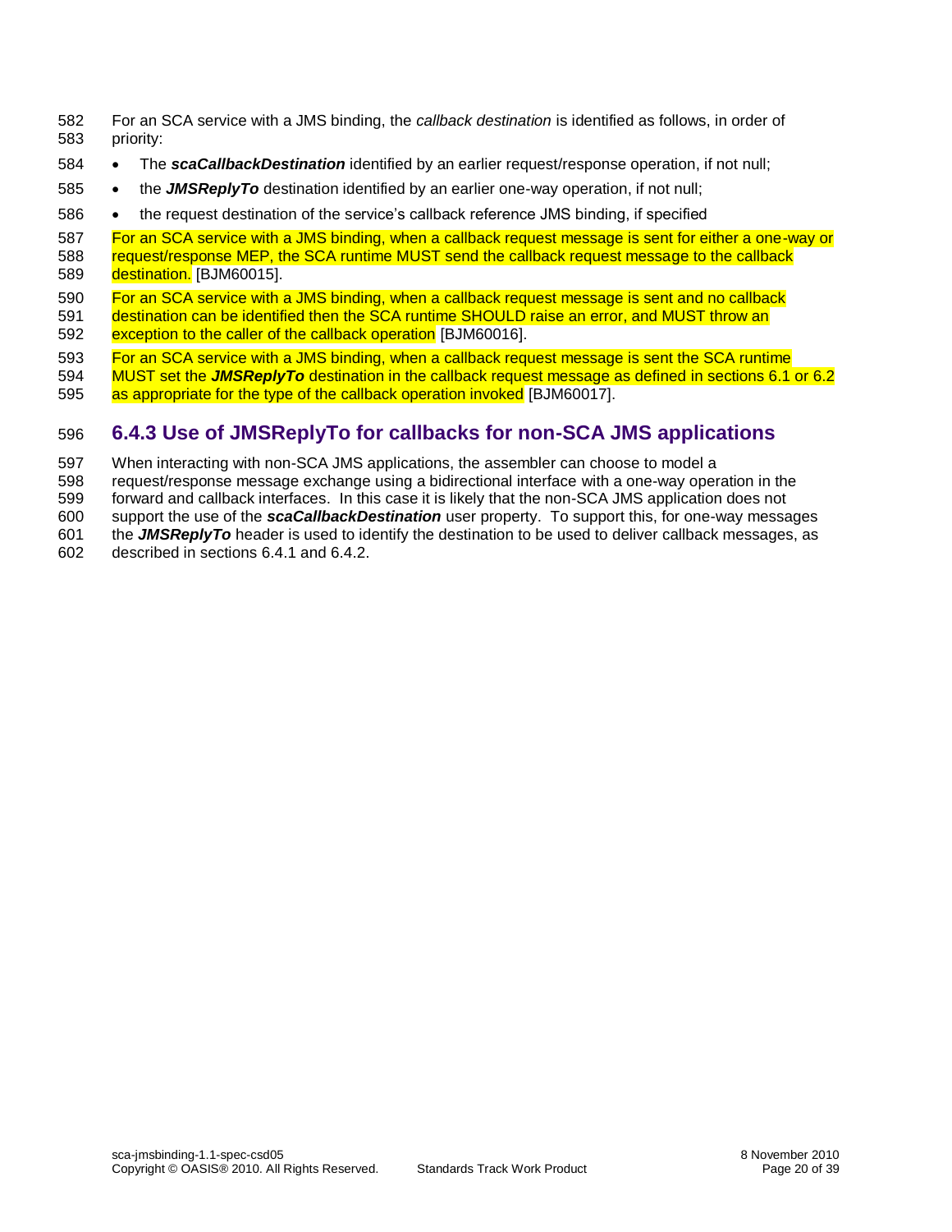For an SCA service with a JMS binding, the *callback destination* is identified as follows, in order of priority:

- The ***scaCallbackDestination*** identified by an earlier request/response operation, if not null;
- the ***JMSReplyTo*** destination identified by an earlier one-way operation, if not null;
- the request destination of the service's callback reference JMS binding, if specified

For an SCA service with a JMS binding, when a callback request message is sent for either a one-way or request/response MEP, the SCA runtime MUST send the callback request message to the callback destination. [BJM60015].

For an SCA service with a JMS binding, when a callback request message is sent and no callback destination can be identified then the SCA runtime SHOULD raise an error, and MUST throw an exception to the caller of the callback operation [BJM60016].

For an SCA service with a JMS binding, when a callback request message is sent the SCA runtime MUST set the ***JMSReplyTo*** destination in the callback request message as defined in sections 6.1 or 6.2 as appropriate for the type of the callback operation invoked [BJM60017].

### 6.4.3 Use of JMSReplyTo for callbacks for non-SCA JMS applications

When interacting with non-SCA JMS applications, the assembler can choose to model a request/response message exchange using a bidirectional interface with a one-way operation in the forward and callback interfaces. In this case it is likely that the non-SCA JMS application does not support the use of the ***scaCallbackDestination*** user property. To support this, for one-way messages the ***JMSReplyTo*** header is used to identify the destination to be used to deliver callback messages, as described in sections 6.4.1 and 6.4.2.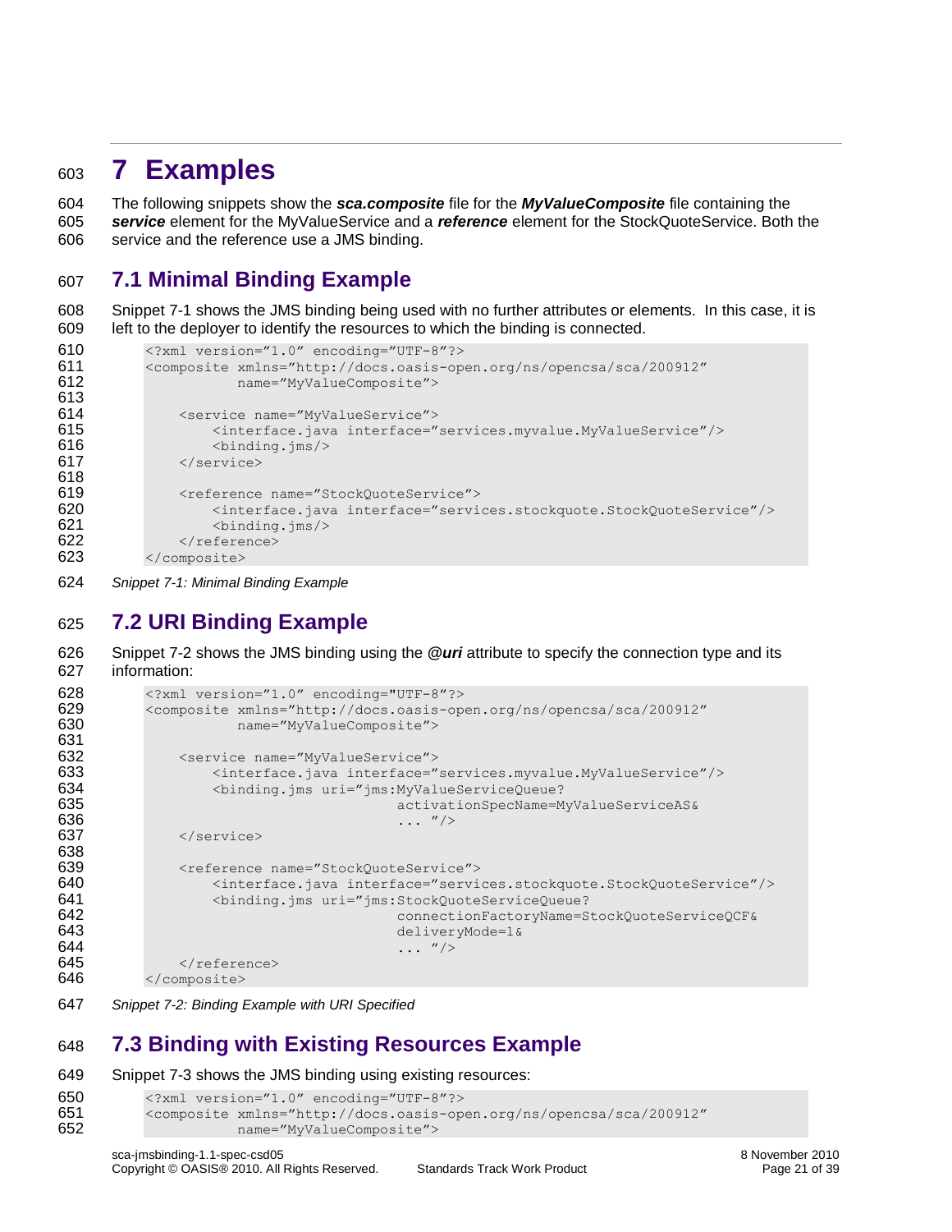# 7 Examples

The following snippets show the ***sca.composite*** file for the ***MyValueComposite*** file containing the ***service*** element for the MyValueService and a ***reference*** element for the StockQuoteService. Both the service and the reference use a JMS binding.

## 7.1 Minimal Binding Example

Snippet 7-1 shows the JMS binding being used with no further attributes or elements. In this case, it is left to the deployer to identify the resources to which the binding is connected.

```
<?xml version="1.0" encoding="UTF-8"?>
<composite xmlns="http://docs.oasis-open.org/ns/opencsa/sca/200912"
           name="MyValueComposite">

    <service name="MyValueService">
        <interface.java interface="services.myvalue.MyValueService"/>
        <binding.jms/>
    </service>

    <reference name="StockQuoteService">
        <interface.java interface="services.stockquote.StockQuoteService"/>
        <binding.jms/>
    </reference>
</composite>
```

*Snippet 7-1: Minimal Binding Example*

## 7.2 URI Binding Example

Snippet 7-2 shows the JMS binding using the ***@uri*** attribute to specify the connection type and its information:

```
<?xml version="1.0" encoding="UTF-8"?>
<composite xmlns="http://docs.oasis-open.org/ns/opencsa/sca/200912"
           name="MyValueComposite">

    <service name="MyValueService">
        <interface.java interface="services.myvalue.MyValueService"/>
        <binding.jms uri="jms:MyValueServiceQueue?
                          activationSpecName=MyValueServiceAS&
                          ... "/>
    </service>

    <reference name="StockQuoteService">
        <interface.java interface="services.stockquote.StockQuoteService"/>
        <binding.jms uri="jms:StockQuoteServiceQueue?
                          connectionFactoryName=StockQuoteServiceQCF&
                          deliveryMode=1&
                          ... "/>
    </reference>
</composite>
```

*Snippet 7-2: Binding Example with URI Specified*

## 7.3 Binding with Existing Resources Example

Snippet 7-3 shows the JMS binding using existing resources:

```
<?xml version="1.0" encoding="UTF-8"?>
<composite xmlns="http://docs.oasis-open.org/ns/opencsa/sca/200912"
           name="MyValueComposite">
```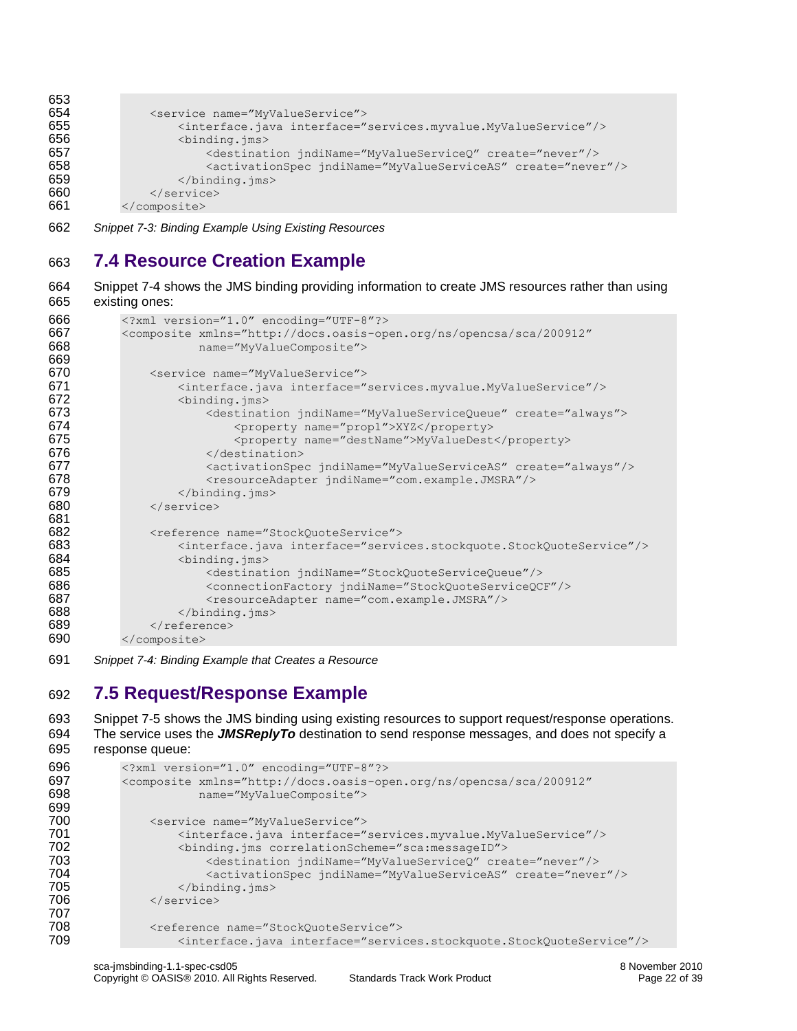```
    <service name="MyValueService">
        <interface.java interface="services.myvalue.MyValueService"/>
        <binding.jms>
            <destination jndiName="MyValueServiceQ" create="never"/>
            <activationSpec jndiName="MyValueServiceAS" create="never"/>
        </binding.jms>
    </service>
</composite>
```

*Snippet 7-3: Binding Example Using Existing Resources*

## 7.4 Resource Creation Example

Snippet 7-4 shows the JMS binding providing information to create JMS resources rather than using existing ones:

```
<?xml version="1.0" encoding="UTF-8"?>
<composite xmlns="http://docs.oasis-open.org/ns/opencsa/sca/200912"
           name="MyValueComposite">

    <service name="MyValueService">
        <interface.java interface="services.myvalue.MyValueService"/>
        <binding.jms>
            <destination jndiName="MyValueServiceQueue" create="always">
                <property name="prop1">XYZ</property>
                <property name="destName">MyValueDest</property>
            </destination>
            <activationSpec jndiName="MyValueServiceAS" create="always"/>
            <resourceAdapter jndiName="com.example.JMSRA"/>
        </binding.jms>
    </service>

    <reference name="StockQuoteService">
        <interface.java interface="services.stockquote.StockQuoteService"/>
        <binding.jms>
            <destination jndiName="StockQuoteServiceQueue"/>
            <connectionFactory jndiName="StockQuoteServiceQCF"/>
            <resourceAdapter name="com.example.JMSRA"/>
        </binding.jms>
    </reference>
</composite>
```

*Snippet 7-4: Binding Example that Creates a Resource*

## 7.5 Request/Response Example

Snippet 7-5 shows the JMS binding using existing resources to support request/response operations. The service uses the ***JMSReplyTo*** destination to send response messages, and does not specify a response queue:

```
<?xml version="1.0" encoding="UTF-8"?>
<composite xmlns="http://docs.oasis-open.org/ns/opencsa/sca/200912"
           name="MyValueComposite">

    <service name="MyValueService">
        <interface.java interface="services.myvalue.MyValueService"/>
        <binding.jms correlationScheme="sca:messageID">
            <destination jndiName="MyValueServiceQ" create="never"/>
            <activationSpec jndiName="MyValueServiceAS" create="never"/>
        </binding.jms>
    </service>

    <reference name="StockQuoteService">
        <interface.java interface="services.stockquote.StockQuoteService"/>
```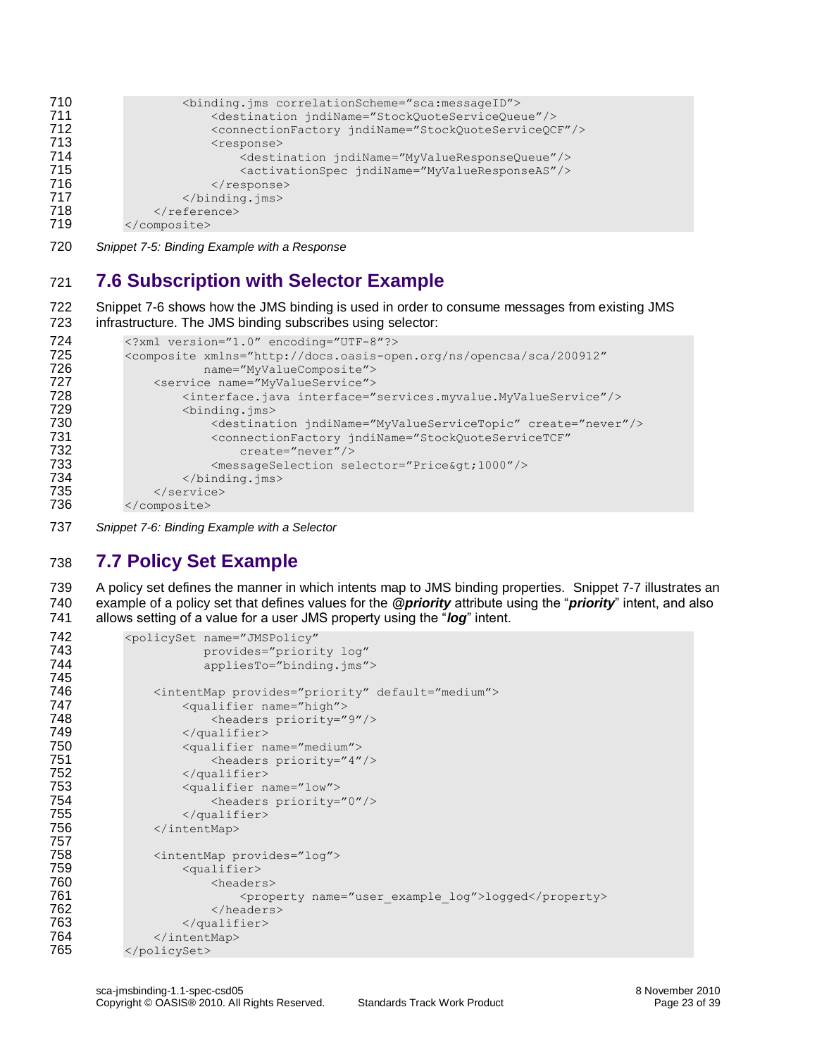```
        <binding.jms correlationScheme="sca:messageID">
            <destination jndiName="StockQuoteServiceQueue"/>
            <connectionFactory jndiName="StockQuoteServiceQCF"/>
            <response>
                <destination jndiName="MyValueResponseQueue"/>
                <activationSpec jndiName="MyValueResponseAS"/>
            </response>
        </binding.jms>
    </reference>
</composite>
```

*Snippet 7-5: Binding Example with a Response*

## 7.6 Subscription with Selector Example

Snippet 7-6 shows how the JMS binding is used in order to consume messages from existing JMS infrastructure. The JMS binding subscribes using selector:

```
<?xml version="1.0" encoding="UTF-8"?>
<composite xmlns="http://docs.oasis-open.org/ns/opencsa/sca/200912"
           name="MyValueComposite">
    <service name="MyValueService">
        <interface.java interface="services.myvalue.MyValueService"/>
        <binding.jms>
            <destination jndiName="MyValueServiceTopic" create="never"/>
            <connectionFactory jndiName="StockQuoteServiceTCF"
                create="never"/>
            <messageSelection selector="Price&gt;1000"/>
        </binding.jms>
    </service>
</composite>
```

*Snippet 7-6: Binding Example with a Selector*

## 7.7 Policy Set Example

A policy set defines the manner in which intents map to JMS binding properties. Snippet 7-7 illustrates an example of a policy set that defines values for the ***@priority*** attribute using the "***priority***" intent, and also allows setting of a value for a user JMS property using the "***log***" intent.

```
<policySet name="JMSPolicy"
           provides="priority log"
           appliesTo="binding.jms">

    <intentMap provides="priority" default="medium">
        <qualifier name="high">
            <headers priority="9"/>
        </qualifier>
        <qualifier name="medium">
            <headers priority="4"/>
        </qualifier>
        <qualifier name="low">
            <headers priority="0"/>
        </qualifier>
    </intentMap>

    <intentMap provides="log">
        <qualifier>
            <headers>
                <property name="user_example_log">logged</property>
            </headers>
        </qualifier>
    </intentMap>
</policySet>
```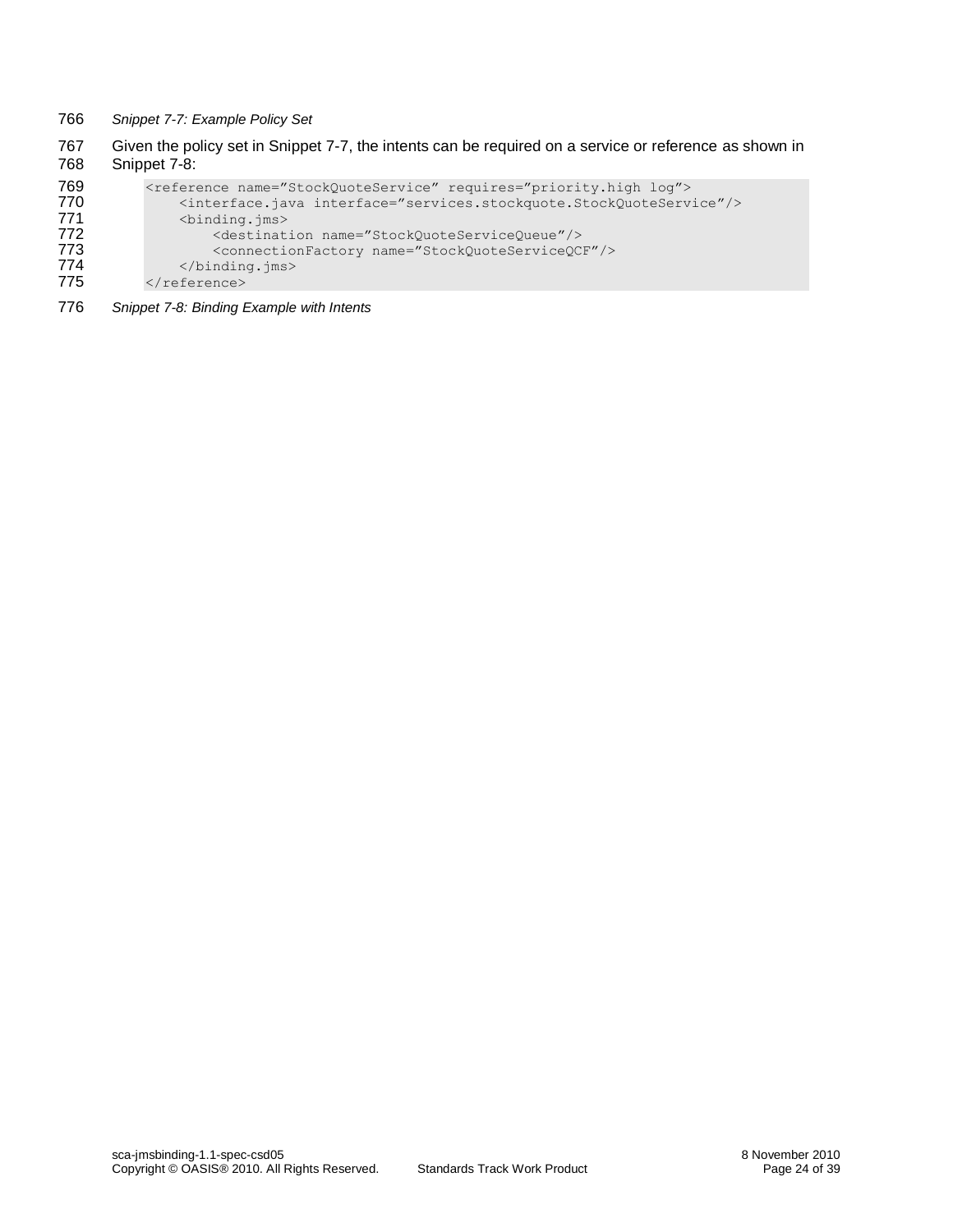*Snippet 7-7: Example Policy Set*

Given the policy set in Snippet 7-7, the intents can be required on a service or reference as shown in Snippet 7-8:

```
<reference name="StockQuoteService" requires="priority.high log">
    <interface.java interface="services.stockquote.StockQuoteService"/>
    <binding.jms>
        <destination name="StockQuoteServiceQueue"/>
        <connectionFactory name="StockQuoteServiceQCF"/>
    </binding.jms>
</reference>
```

*Snippet 7-8: Binding Example with Intents*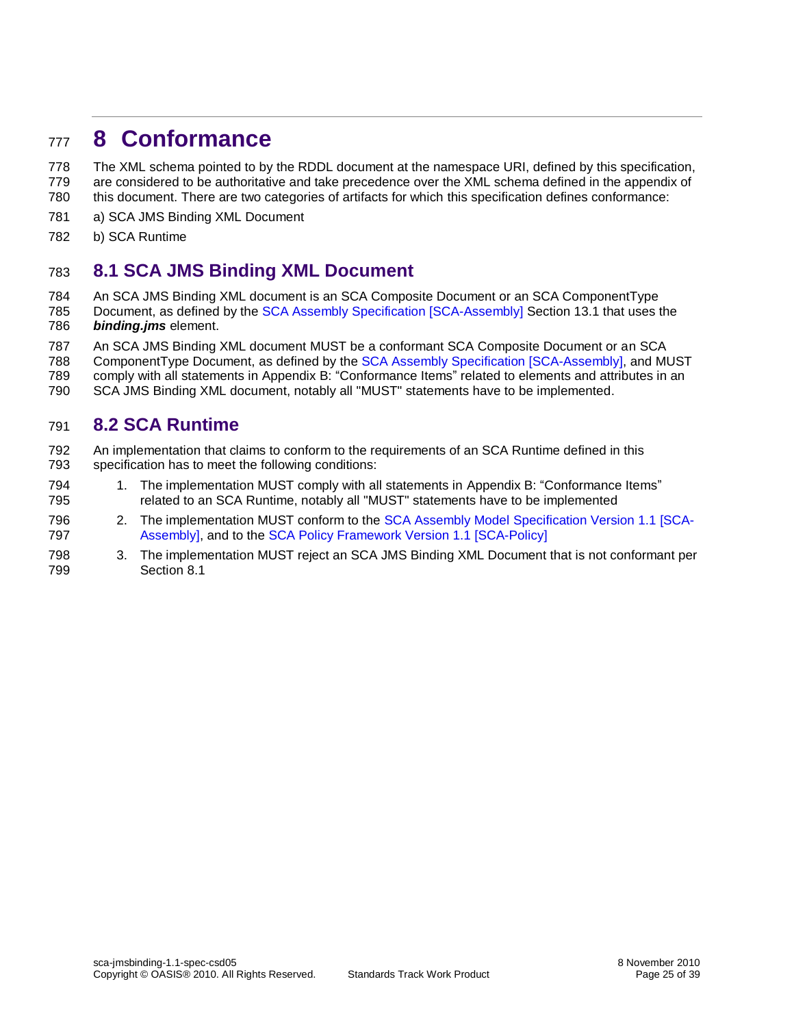# 8 Conformance

The XML schema pointed to by the RDDL document at the namespace URI, defined by this specification, are considered to be authoritative and take precedence over the XML schema defined in the appendix of this document. There are two categories of artifacts for which this specification defines conformance:

a) SCA JMS Binding XML Document

b) SCA Runtime

## 8.1 SCA JMS Binding XML Document

An SCA JMS Binding XML document is an SCA Composite Document or an SCA ComponentType Document, as defined by the SCA Assembly Specification [SCA-Assembly] Section 13.1 that uses the ***binding.jms*** element.

An SCA JMS Binding XML document MUST be a conformant SCA Composite Document or an SCA ComponentType Document, as defined by the SCA Assembly Specification [SCA-Assembly], and MUST comply with all statements in Appendix B: “Conformance Items” related to elements and attributes in an SCA JMS Binding XML document, notably all "MUST" statements have to be implemented.

## 8.2 SCA Runtime

An implementation that claims to conform to the requirements of an SCA Runtime defined in this specification has to meet the following conditions:

1. The implementation MUST comply with all statements in Appendix B: “Conformance Items” related to an SCA Runtime, notably all "MUST" statements have to be implemented
2. The implementation MUST conform to the SCA Assembly Model Specification Version 1.1 [SCA-Assembly], and to the SCA Policy Framework Version 1.1 [SCA-Policy]
3. The implementation MUST reject an SCA JMS Binding XML Document that is not conformant per Section 8.1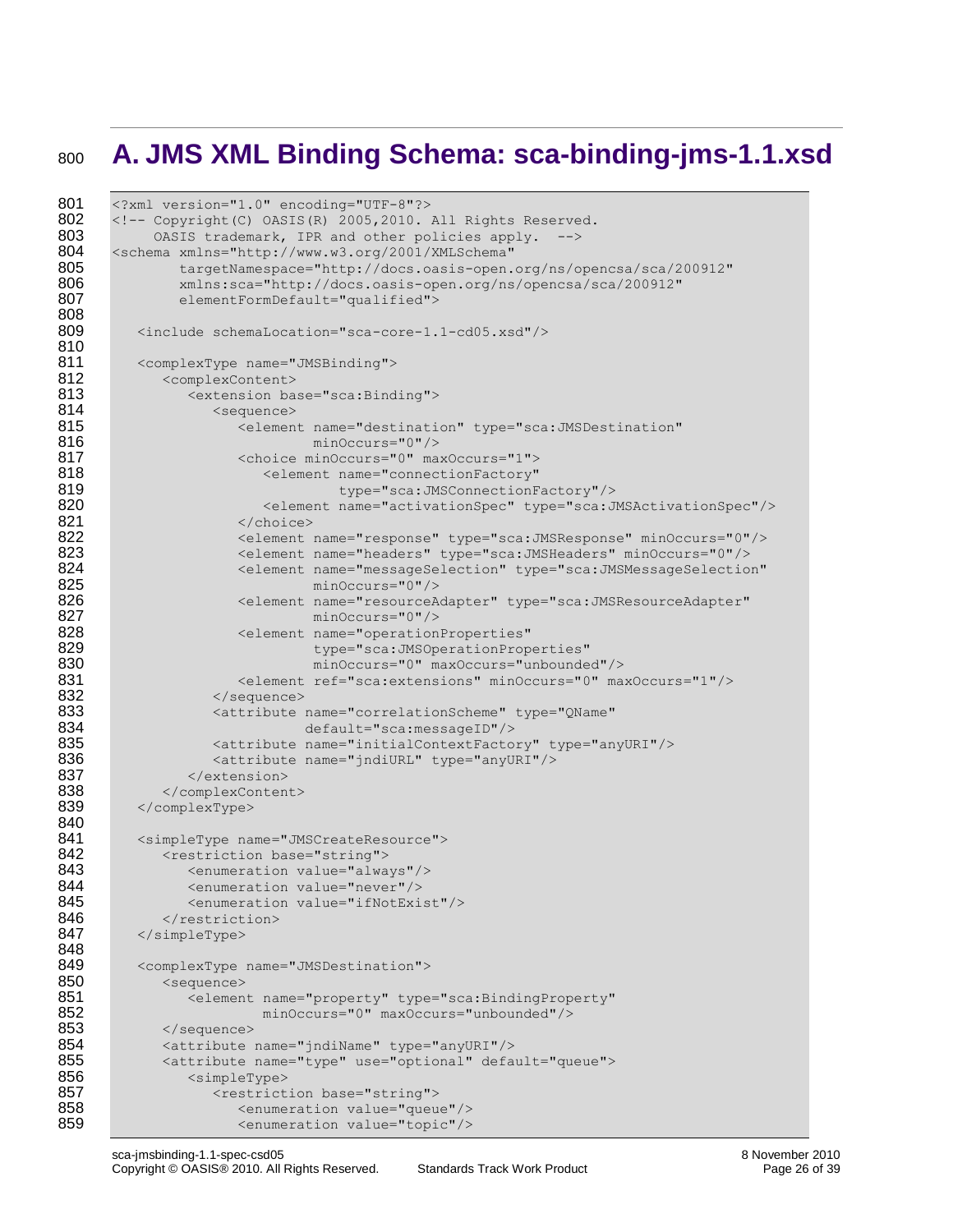# A. JMS XML Binding Schema: sca-binding-jms-1.1.xsd

```
<?xml version="1.0" encoding="UTF-8"?>
<!-- Copyright(C) OASIS(R) 2005,2010. All Rights Reserved.
     OASIS trademark, IPR and other policies apply.  -->
<schema xmlns="http://www.w3.org/2001/XMLSchema"
        targetNamespace="http://docs.oasis-open.org/ns/opencsa/sca/200912"
        xmlns:sca="http://docs.oasis-open.org/ns/opencsa/sca/200912"
        elementFormDefault="qualified">

   <include schemaLocation="sca-core-1.1-cd05.xsd"/>

   <complexType name="JMSBinding">
      <complexContent>
         <extension base="sca:Binding">
            <sequence>
               <element name="destination" type="sca:JMSDestination"
                        minOccurs="0"/>
               <choice minOccurs="0" maxOccurs="1">
                  <element name="connectionFactory"
                           type="sca:JMSConnectionFactory"/>
                  <element name="activationSpec" type="sca:JMSActivationSpec"/>
               </choice>
               <element name="response" type="sca:JMSResponse" minOccurs="0"/>
               <element name="headers" type="sca:JMSHeaders" minOccurs="0"/>
               <element name="messageSelection" type="sca:JMSMessageSelection"
                        minOccurs="0"/>
               <element name="resourceAdapter" type="sca:JMSResourceAdapter"
                        minOccurs="0"/>
               <element name="operationProperties"
                        type="sca:JMSOperationProperties"
                        minOccurs="0" maxOccurs="unbounded"/>
               <element ref="sca:extensions" minOccurs="0" maxOccurs="1"/>
            </sequence>
            <attribute name="correlationScheme" type="QName"
                       default="sca:messageID"/>
            <attribute name="initialContextFactory" type="anyURI"/>
            <attribute name="jndiURL" type="anyURI"/>
         </extension>
      </complexContent>
   </complexType>

   <simpleType name="JMSCreateResource">
      <restriction base="string">
         <enumeration value="always"/>
         <enumeration value="never"/>
         <enumeration value="ifNotExist"/>
      </restriction>
   </simpleType>

   <complexType name="JMSDestination">
      <sequence>
         <element name="property" type="sca:BindingProperty"
                  minOccurs="0" maxOccurs="unbounded"/>
      </sequence>
      <attribute name="jndiName" type="anyURI"/>
      <attribute name="type" use="optional" default="queue">
         <simpleType>
            <restriction base="string">
               <enumeration value="queue"/>
               <enumeration value="topic"/>
```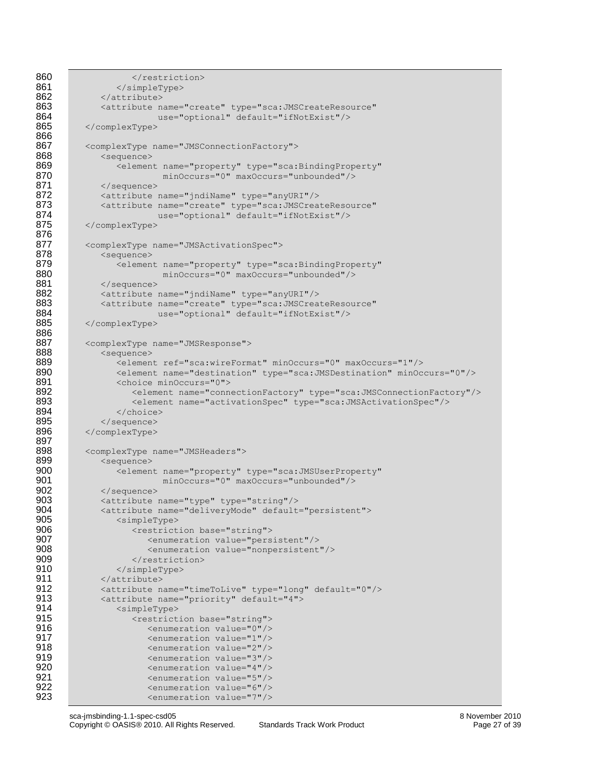```
860                </restriction>
861             </simpleType>
862          </attribute>
863          <attribute name="create" type="sca:JMSCreateResource"
864                     use="optional" default="ifNotExist"/>
865       </complexType>
866
867       <complexType name="JMSConnectionFactory">
868          <sequence>
869             <element name="property" type="sca:BindingProperty"
870                      minOccurs="0" maxOccurs="unbounded"/>
871          </sequence>
872          <attribute name="jndiName" type="anyURI"/>
873          <attribute name="create" type="sca:JMSCreateResource"
874                     use="optional" default="ifNotExist"/>
875       </complexType>
876
877       <complexType name="JMSActivationSpec">
878          <sequence>
879             <element name="property" type="sca:BindingProperty"
880                      minOccurs="0" maxOccurs="unbounded"/>
881          </sequence>
882          <attribute name="jndiName" type="anyURI"/>
883          <attribute name="create" type="sca:JMSCreateResource"
884                     use="optional" default="ifNotExist"/>
885       </complexType>
886
887       <complexType name="JMSResponse">
888          <sequence>
889             <element ref="sca:wireFormat" minOccurs="0" maxOccurs="1"/>
890             <element name="destination" type="sca:JMSDestination" minOccurs="0"/>
891             <choice minOccurs="0">
892                <element name="connectionFactory" type="sca:JMSConnectionFactory"/>
893                <element name="activationSpec" type="sca:JMSActivationSpec"/>
894             </choice>
895          </sequence>
896       </complexType>
897
898       <complexType name="JMSHeaders">
899          <sequence>
900             <element name="property" type="sca:JMSUserProperty"
901                      minOccurs="0" maxOccurs="unbounded"/>
902          </sequence>
903          <attribute name="type" type="string"/>
904          <attribute name="deliveryMode" default="persistent">
905             <simpleType>
906                <restriction base="string">
907                   <enumeration value="persistent"/>
908                   <enumeration value="nonpersistent"/>
909                </restriction>
910             </simpleType>
911          </attribute>
912          <attribute name="timeToLive" type="long" default="0"/>
913          <attribute name="priority" default="4">
914             <simpleType>
915                <restriction base="string">
916                   <enumeration value="0"/>
917                   <enumeration value="1"/>
918                   <enumeration value="2"/>
919                   <enumeration value="3"/>
920                   <enumeration value="4"/>
921                   <enumeration value="5"/>
922                   <enumeration value="6"/>
923                   <enumeration value="7"/>
```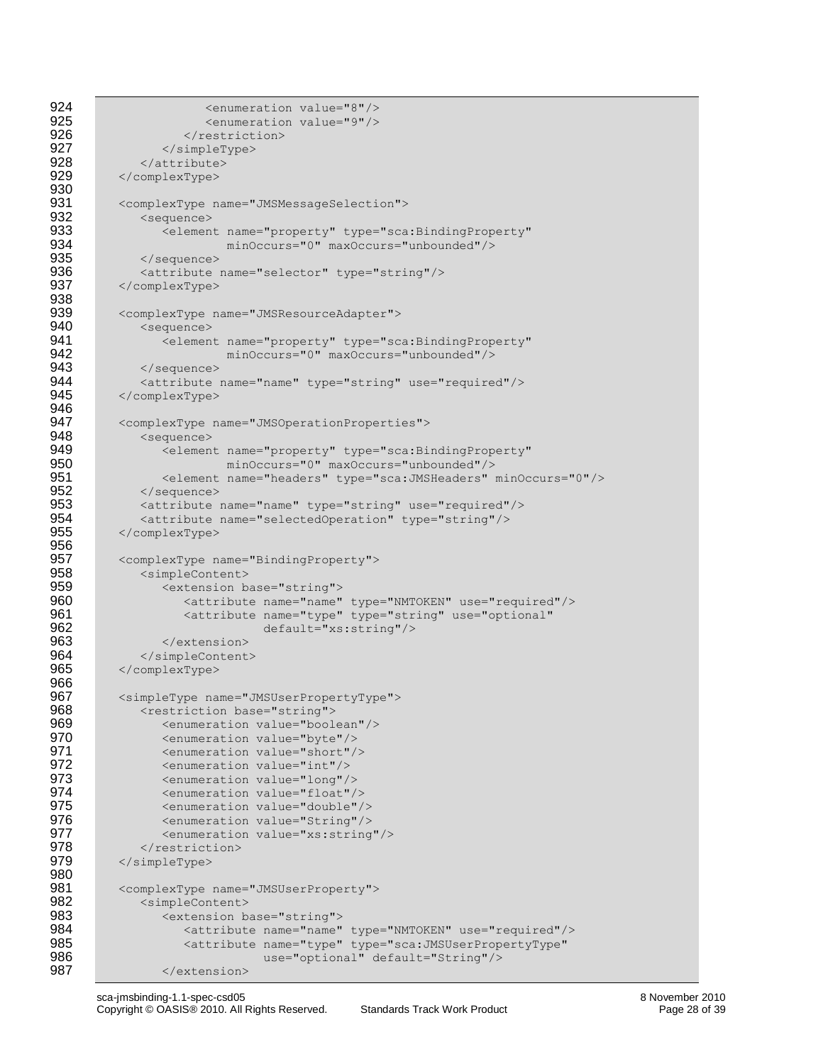```
924                    <enumeration value="8"/>
925                    <enumeration value="9"/>
926                 </restriction>
927              </simpleType>
928           </attribute>
929        </complexType>
930
931        <complexType name="JMSMessageSelection">
932           <sequence>
933              <element name="property" type="sca:BindingProperty"
934                       minOccurs="0" maxOccurs="unbounded"/>
935           </sequence>
936           <attribute name="selector" type="string"/>
937        </complexType>
938
939        <complexType name="JMSResourceAdapter">
940           <sequence>
941              <element name="property" type="sca:BindingProperty"
942                       minOccurs="0" maxOccurs="unbounded"/>
943           </sequence>
944           <attribute name="name" type="string" use="required"/>
945        </complexType>
946
947        <complexType name="JMSOperationProperties">
948           <sequence>
949              <element name="property" type="sca:BindingProperty"
950                       minOccurs="0" maxOccurs="unbounded"/>
951              <element name="headers" type="sca:JMSHeaders" minOccurs="0"/>
952           </sequence>
953           <attribute name="name" type="string" use="required"/>
954           <attribute name="selectedOperation" type="string"/>
955        </complexType>
956
957        <complexType name="BindingProperty">
958           <simpleContent>
959              <extension base="string">
960                 <attribute name="name" type="NMTOKEN" use="required"/>
961                 <attribute name="type" type="string" use="optional"
962                            default="xs:string"/>
963              </extension>
964           </simpleContent>
965        </complexType>
966
967        <simpleType name="JMSUserPropertyType">
968           <restriction base="string">
969              <enumeration value="boolean"/>
970              <enumeration value="byte"/>
971              <enumeration value="short"/>
972              <enumeration value="int"/>
973              <enumeration value="long"/>
974              <enumeration value="float"/>
975              <enumeration value="double"/>
976              <enumeration value="String"/>
977              <enumeration value="xs:string"/>
978           </restriction>
979        </simpleType>
980
981        <complexType name="JMSUserProperty">
982           <simpleContent>
983              <extension base="string">
984                 <attribute name="name" type="NMTOKEN" use="required"/>
985                 <attribute name="type" type="sca:JMSUserPropertyType"
986                            use="optional" default="String"/>
987              </extension>
```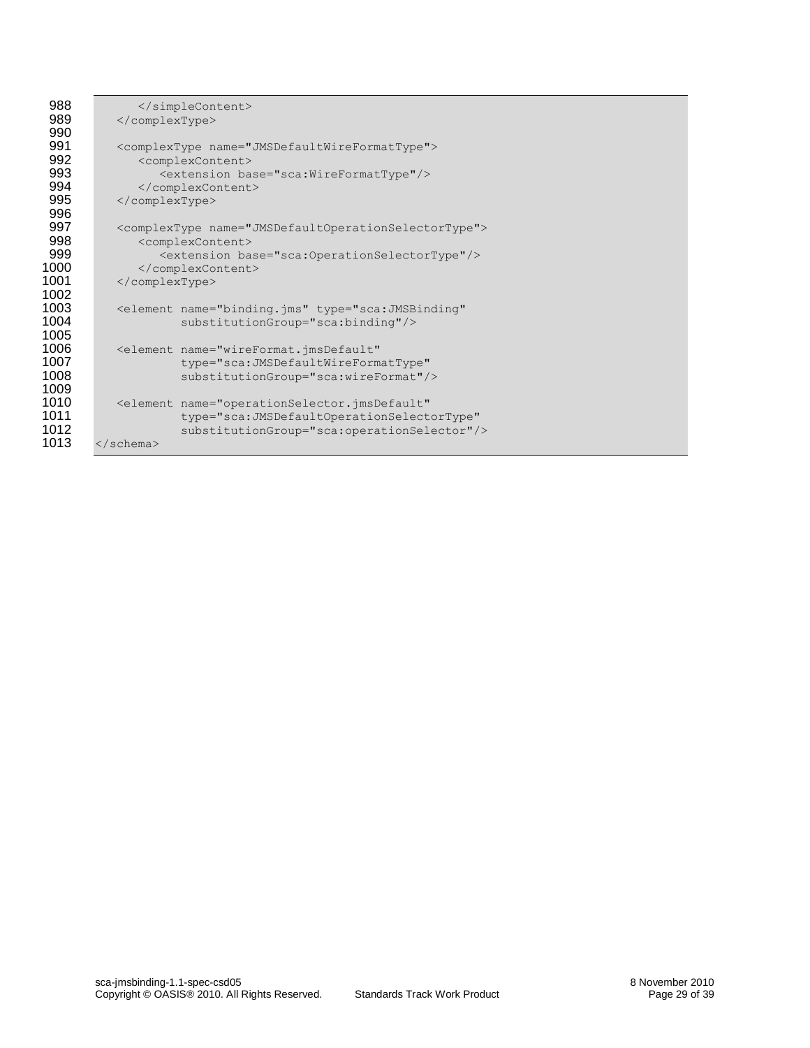```
988           </simpleContent>
989       </complexType>
990
991       <complexType name="JMSDefaultWireFormatType">
992          <complexContent>
993             <extension base="sca:WireFormatType"/>
994          </complexContent>
995       </complexType>
996
997       <complexType name="JMSDefaultOperationSelectorType">
998          <complexContent>
999             <extension base="sca:OperationSelectorType"/>
1000         </complexContent>
1001      </complexType>
1002
1003      <element name="binding.jms" type="sca:JMSBinding"
1004               substitutionGroup="sca:binding"/>
1005
1006      <element name="wireFormat.jmsDefault"
1007               type="sca:JMSDefaultWireFormatType"
1008               substitutionGroup="sca:wireFormat"/>
1009
1010      <element name="operationSelector.jmsDefault"
1011               type="sca:JMSDefaultOperationSelectorType"
1012               substitutionGroup="sca:operationSelector"/>
1013  </schema>
```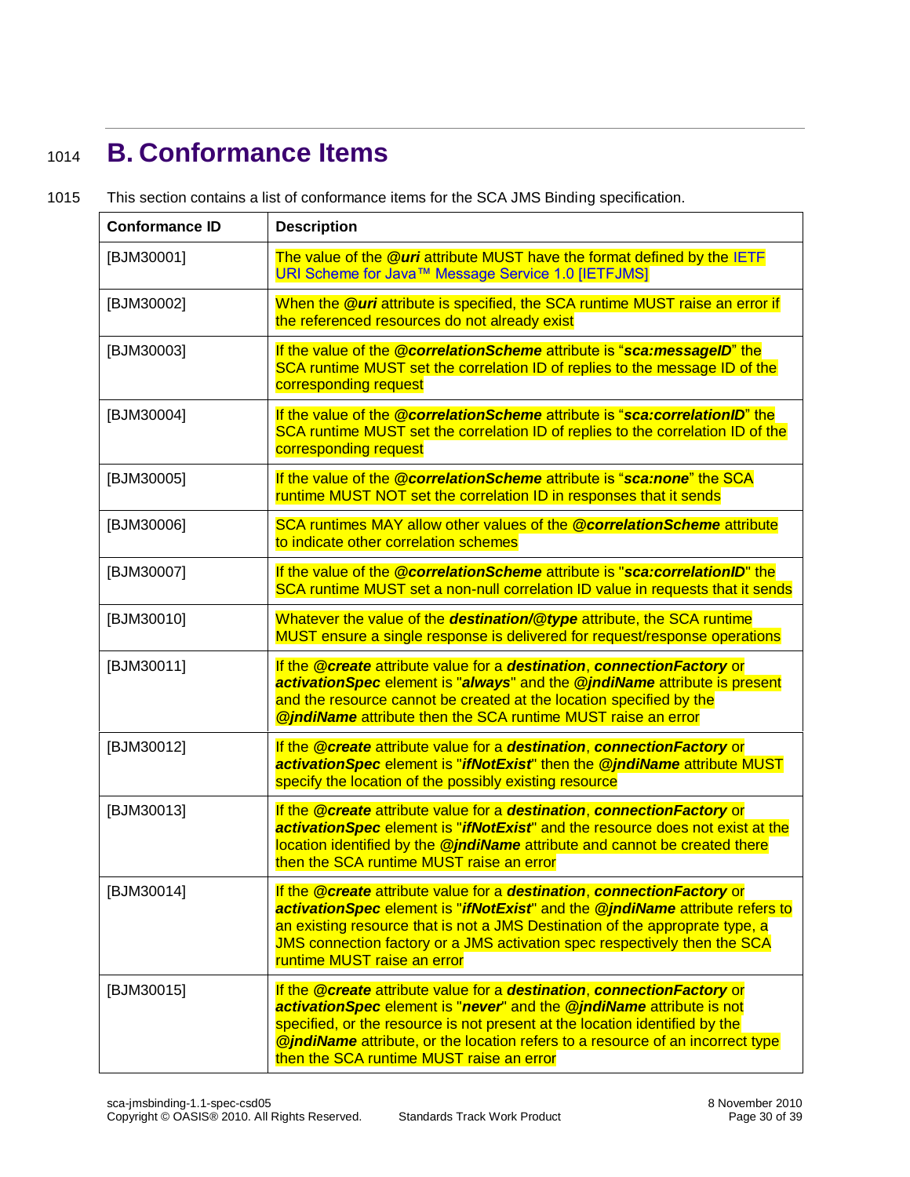# B. Conformance Items

This section contains a list of conformance items for the SCA JMS Binding specification.

| Conformance ID | Description |
|---|---|
| [BJM30001] | The value of the ***@uri*** attribute MUST have the format defined by the IETF URI Scheme for Java™ Message Service 1.0 [IETFJMS] |
| [BJM30002] | When the ***@uri*** attribute is specified, the SCA runtime MUST raise an error if the referenced resources do not already exist |
| [BJM30003] | If the value of the ***@correlationScheme*** attribute is "***sca:messageID***" the SCA runtime MUST set the correlation ID of replies to the message ID of the corresponding request |
| [BJM30004] | If the value of the ***@correlationScheme*** attribute is "***sca:correlationID***" the SCA runtime MUST set the correlation ID of replies to the correlation ID of the corresponding request |
| [BJM30005] | If the value of the ***@correlationScheme*** attribute is "***sca:none***" the SCA runtime MUST NOT set the correlation ID in responses that it sends |
| [BJM30006] | SCA runtimes MAY allow other values of the ***@correlationScheme*** attribute to indicate other correlation schemes |
| [BJM30007] | If the value of the ***@correlationScheme*** attribute is "***sca:correlationID***" the SCA runtime MUST set a non-null correlation ID value in requests that it sends |
| [BJM30010] | Whatever the value of the ***destination/@type*** attribute, the SCA runtime MUST ensure a single response is delivered for request/response operations |
| [BJM30011] | If the ***@create*** attribute value for a ***destination***, ***connectionFactory*** or ***activationSpec*** element is "***always***" and the ***@jndiName*** attribute is present and the resource cannot be created at the location specified by the ***@jndiName*** attribute then the SCA runtime MUST raise an error |
| [BJM30012] | If the ***@create*** attribute value for a ***destination***, ***connectionFactory*** or ***activationSpec*** element is "***ifNotExist***" then the ***@jndiName*** attribute MUST specify the location of the possibly existing resource |
| [BJM30013] | If the ***@create*** attribute value for a ***destination***, ***connectionFactory*** or ***activationSpec*** element is "***ifNotExist***" and the resource does not exist at the location identified by the ***@jndiName*** attribute and cannot be created there then the SCA runtime MUST raise an error |
| [BJM30014] | If the ***@create*** attribute value for a ***destination***, ***connectionFactory*** or ***activationSpec*** element is "***ifNotExist***" and the ***@jndiName*** attribute refers to an existing resource that is not a JMS Destination of the approprate type, a JMS connection factory or a JMS activation spec respectively then the SCA runtime MUST raise an error |
| [BJM30015] | If the ***@create*** attribute value for a ***destination***, ***connectionFactory*** or ***activationSpec*** element is "***never***" and the ***@jndiName*** attribute is not specified, or the resource is not present at the location identified by the ***@jndiName*** attribute, or the location refers to a resource of an incorrect type then the SCA runtime MUST raise an error |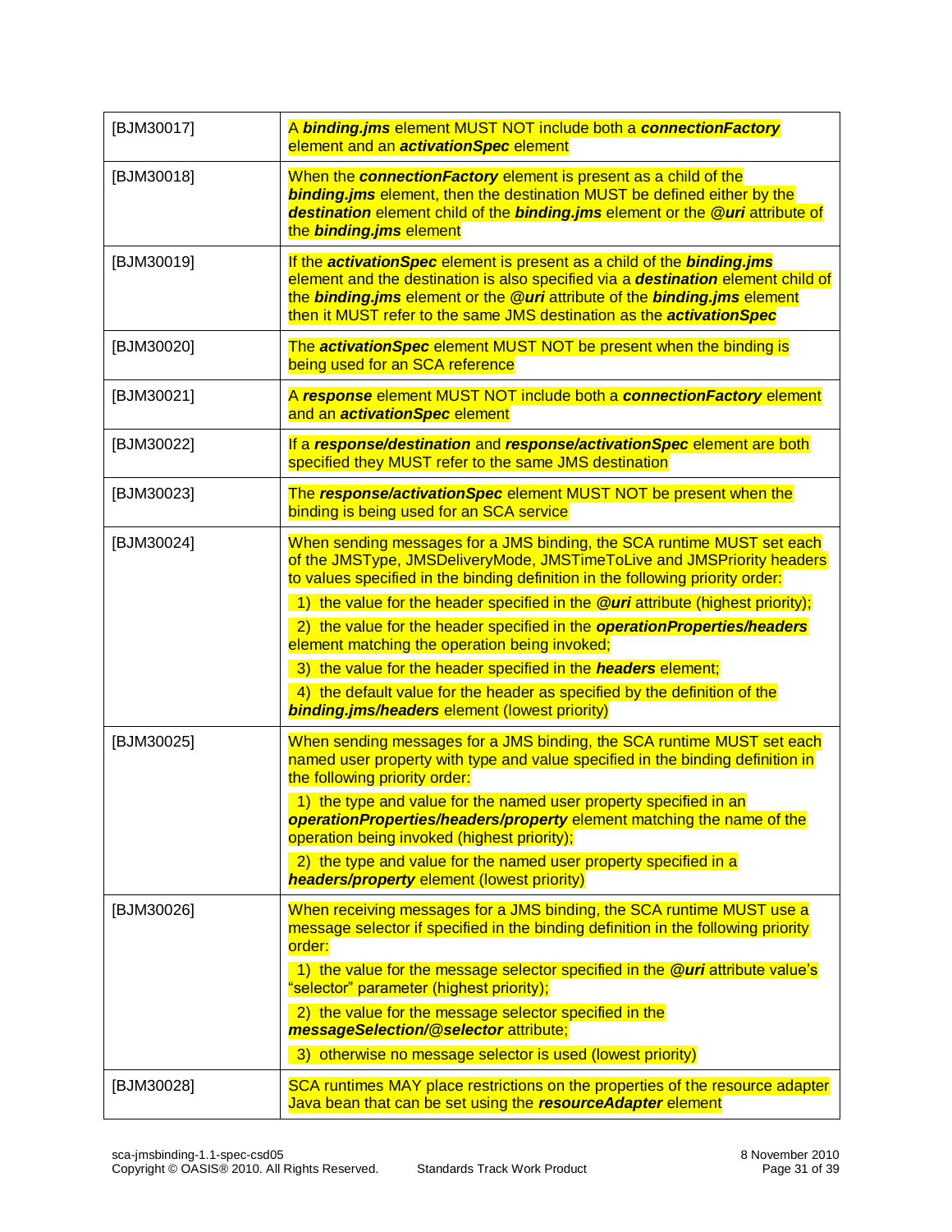| | |
|---|---|
| [BJM30017] | A ***binding.jms*** element MUST NOT include both a ***connectionFactory*** element and an ***activationSpec*** element |
| [BJM30018] | When the ***connectionFactory*** element is present as a child of the ***binding.jms*** element, then the destination MUST be defined either by the ***destination*** element child of the ***binding.jms*** element or the ***@uri*** attribute of the ***binding.jms*** element |
| [BJM30019] | If the ***activationSpec*** element is present as a child of the ***binding.jms*** element and the destination is also specified via a ***destination*** element child of the ***binding.jms*** element or the ***@uri*** attribute of the ***binding.jms*** element then it MUST refer to the same JMS destination as the ***activationSpec*** |
| [BJM30020] | The ***activationSpec*** element MUST NOT be present when the binding is being used for an SCA reference |
| [BJM30021] | A ***response*** element MUST NOT include both a ***connectionFactory*** element and an ***activationSpec*** element |
| [BJM30022] | If a ***response/destination*** and ***response/activationSpec*** element are both specified they MUST refer to the same JMS destination |
| [BJM30023] | The ***response/activationSpec*** element MUST NOT be present when the binding is being used for an SCA service |
| [BJM30024] | When sending messages for a JMS binding, the SCA runtime MUST set each of the JMSType, JMSDeliveryMode, JMSTimeToLive and JMSPriority headers to values specified in the binding definition in the following priority order:<br>1) the value for the header specified in the ***@uri*** attribute (highest priority);<br>2) the value for the header specified in the ***operationProperties/headers*** element matching the operation being invoked;<br>3) the value for the header specified in the ***headers*** element;<br>4) the default value for the header as specified by the definition of the ***binding.jms/headers*** element (lowest priority) |
| [BJM30025] | When sending messages for a JMS binding, the SCA runtime MUST set each named user property with type and value specified in the binding definition in the following priority order:<br>1) the type and value for the named user property specified in an ***operationProperties/headers/property*** element matching the name of the operation being invoked (highest priority);<br>2) the type and value for the named user property specified in a ***headers/property*** element (lowest priority) |
| [BJM30026] | When receiving messages for a JMS binding, the SCA runtime MUST use a message selector if specified in the binding definition in the following priority order:<br>1) the value for the message selector specified in the ***@uri*** attribute value's "selector" parameter (highest priority);<br>2) the value for the message selector specified in the ***messageSelection/@selector*** attribute;<br>3) otherwise no message selector is used (lowest priority) |
| [BJM30028] | SCA runtimes MAY place restrictions on the properties of the resource adapter Java bean that can be set using the ***resourceAdapter*** element |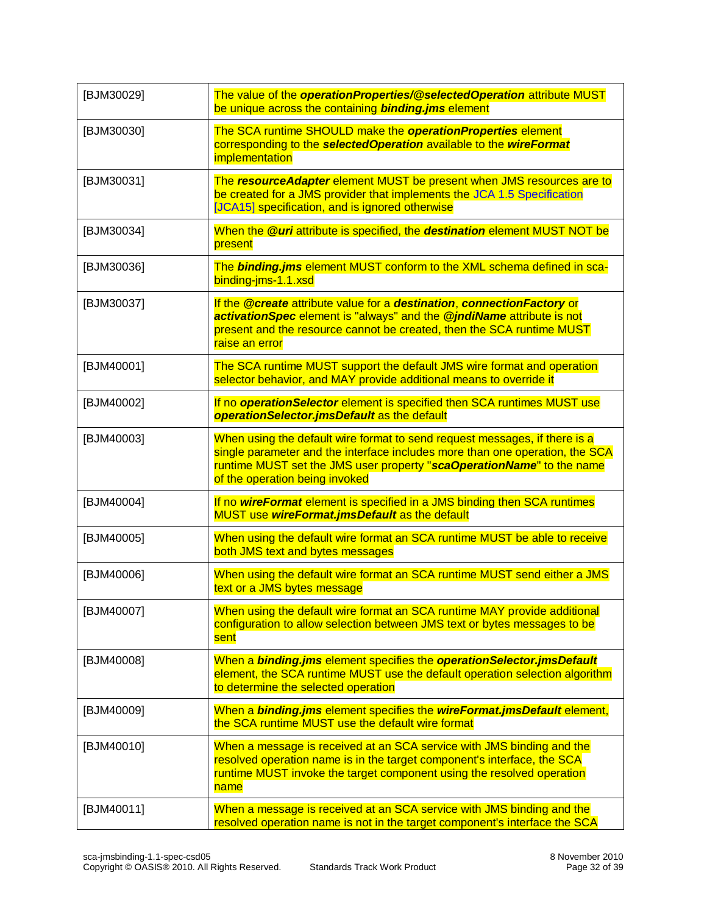| | |
|---|---|
| [BJM30029] | The value of the ***operationProperties/@selectedOperation*** attribute MUST be unique across the containing ***binding.jms*** element |
| [BJM30030] | The SCA runtime SHOULD make the ***operationProperties*** element corresponding to the ***selectedOperation*** available to the ***wireFormat*** implementation |
| [BJM30031] | The ***resourceAdapter*** element MUST be present when JMS resources are to be created for a JMS provider that implements the JCA 1.5 Specification [JCA15] specification, and is ignored otherwise |
| [BJM30034] | When the ***@uri*** attribute is specified, the ***destination*** element MUST NOT be present |
| [BJM30036] | The ***binding.jms*** element MUST conform to the XML schema defined in sca-binding-jms-1.1.xsd |
| [BJM30037] | If the ***@create*** attribute value for a ***destination***, ***connectionFactory*** or ***activationSpec*** element is "always" and the ***@jndiName*** attribute is not present and the resource cannot be created, then the SCA runtime MUST raise an error |
| [BJM40001] | The SCA runtime MUST support the default JMS wire format and operation selector behavior, and MAY provide additional means to override it |
| [BJM40002] | If no ***operationSelector*** element is specified then SCA runtimes MUST use ***operationSelector.jmsDefault*** as the default |
| [BJM40003] | When using the default wire format to send request messages, if there is a single parameter and the interface includes more than one operation, the SCA runtime MUST set the JMS user property "***scaOperationName***" to the name of the operation being invoked |
| [BJM40004] | If no ***wireFormat*** element is specified in a JMS binding then SCA runtimes MUST use ***wireFormat.jmsDefault*** as the default |
| [BJM40005] | When using the default wire format an SCA runtime MUST be able to receive both JMS text and bytes messages |
| [BJM40006] | When using the default wire format an SCA runtime MUST send either a JMS text or a JMS bytes message |
| [BJM40007] | When using the default wire format an SCA runtime MAY provide additional configuration to allow selection between JMS text or bytes messages to be sent |
| [BJM40008] | When a ***binding.jms*** element specifies the ***operationSelector.jmsDefault*** element, the SCA runtime MUST use the default operation selection algorithm to determine the selected operation |
| [BJM40009] | When a ***binding.jms*** element specifies the ***wireFormat.jmsDefault*** element, the SCA runtime MUST use the default wire format |
| [BJM40010] | When a message is received at an SCA service with JMS binding and the resolved operation name is in the target component's interface, the SCA runtime MUST invoke the target component using the resolved operation name |
| [BJM40011] | When a message is received at an SCA service with JMS binding and the resolved operation name is not in the target component's interface the SCA |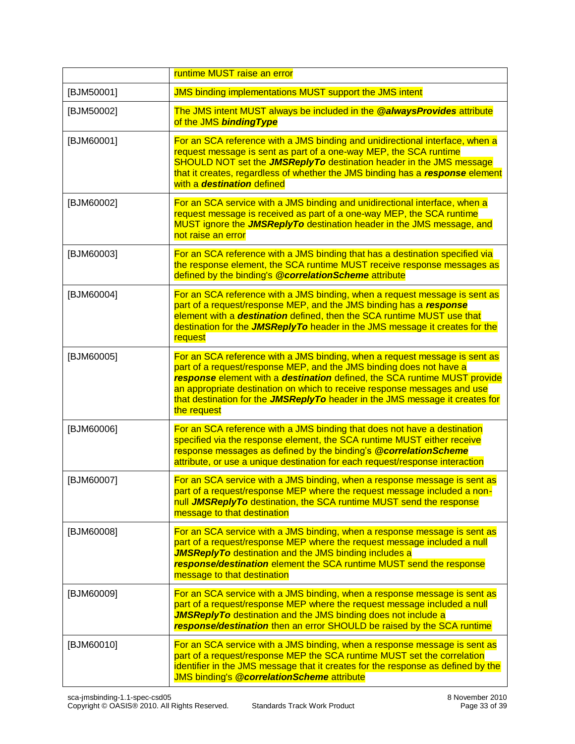| | |
|---|---|
| | runtime MUST raise an error |
| [BJM50001] | JMS binding implementations MUST support the JMS intent |
| [BJM50002] | The JMS intent MUST always be included in the ***@alwaysProvides*** attribute of the JMS ***bindingType*** |
| [BJM60001] | For an SCA reference with a JMS binding and unidirectional interface, when a request message is sent as part of a one-way MEP, the SCA runtime SHOULD NOT set the ***JMSReplyTo*** destination header in the JMS message that it creates, regardless of whether the JMS binding has a ***response*** element with a ***destination*** defined |
| [BJM60002] | For an SCA service with a JMS binding and unidirectional interface, when a request message is received as part of a one-way MEP, the SCA runtime MUST ignore the ***JMSReplyTo*** destination header in the JMS message, and not raise an error |
| [BJM60003] | For an SCA reference with a JMS binding that has a destination specified via the response element, the SCA runtime MUST receive response messages as defined by the binding's ***@correlationScheme*** attribute |
| [BJM60004] | For an SCA reference with a JMS binding, when a request message is sent as part of a request/response MEP, and the JMS binding has a ***response*** element with a ***destination*** defined, then the SCA runtime MUST use that destination for the ***JMSReplyTo*** header in the JMS message it creates for the request |
| [BJM60005] | For an SCA reference with a JMS binding, when a request message is sent as part of a request/response MEP, and the JMS binding does not have a ***response*** element with a ***destination*** defined, the SCA runtime MUST provide an appropriate destination on which to receive response messages and use that destination for the ***JMSReplyTo*** header in the JMS message it creates for the request |
| [BJM60006] | For an SCA reference with a JMS binding that does not have a destination specified via the response element, the SCA runtime MUST either receive response messages as defined by the binding's ***@correlationScheme*** attribute, or use a unique destination for each request/response interaction |
| [BJM60007] | For an SCA service with a JMS binding, when a response message is sent as part of a request/response MEP where the request message included a non-null ***JMSReplyTo*** destination, the SCA runtime MUST send the response message to that destination |
| [BJM60008] | For an SCA service with a JMS binding, when a response message is sent as part of a request/response MEP where the request message included a null ***JMSReplyTo*** destination and the JMS binding includes a ***response/destination*** element the SCA runtime MUST send the response message to that destination |
| [BJM60009] | For an SCA service with a JMS binding, when a response message is sent as part of a request/response MEP where the request message included a null ***JMSReplyTo*** destination and the JMS binding does not include a ***response/destination*** then an error SHOULD be raised by the SCA runtime |
| [BJM60010] | For an SCA service with a JMS binding, when a response message is sent as part of a request/response MEP the SCA runtime MUST set the correlation identifier in the JMS message that it creates for the response as defined by the JMS binding's ***@correlationScheme*** attribute |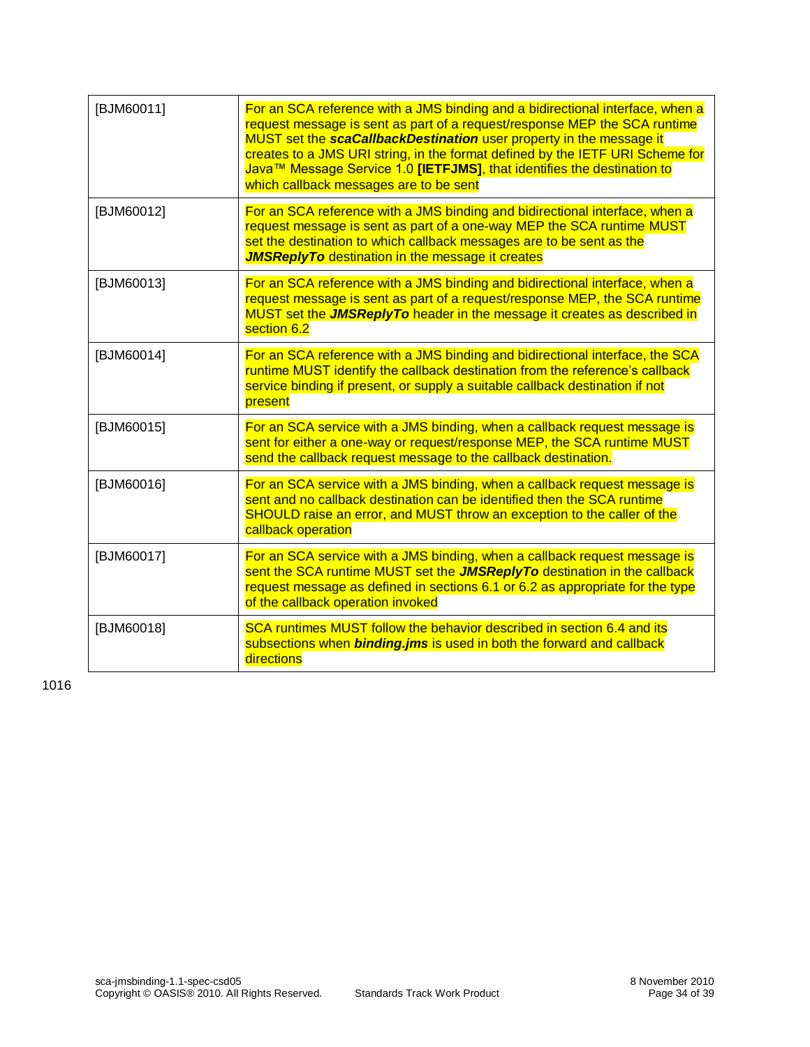| | |
|---|---|
| [BJM60011] | For an SCA reference with a JMS binding and a bidirectional interface, when a request message is sent as part of a request/response MEP the SCA runtime MUST set the ***scaCallbackDestination*** user property in the message it creates to a JMS URI string, in the format defined by the IETF URI Scheme for Java™ Message Service 1.0 **[IETFJMS]**, that identifies the destination to which callback messages are to be sent |
| [BJM60012] | For an SCA reference with a JMS binding and bidirectional interface, when a request message is sent as part of a one-way MEP the SCA runtime MUST set the destination to which callback messages are to be sent as the ***JMSReplyTo*** destination in the message it creates |
| [BJM60013] | For an SCA reference with a JMS binding and bidirectional interface, when a request message is sent as part of a request/response MEP, the SCA runtime MUST set the ***JMSReplyTo*** header in the message it creates as described in section 6.2 |
| [BJM60014] | For an SCA reference with a JMS binding and bidirectional interface, the SCA runtime MUST identify the callback destination from the reference's callback service binding if present, or supply a suitable callback destination if not present |
| [BJM60015] | For an SCA service with a JMS binding, when a callback request message is sent for either a one-way or request/response MEP, the SCA runtime MUST send the callback request message to the callback destination. |
| [BJM60016] | For an SCA service with a JMS binding, when a callback request message is sent and no callback destination can be identified then the SCA runtime SHOULD raise an error, and MUST throw an exception to the caller of the callback operation |
| [BJM60017] | For an SCA service with a JMS binding, when a callback request message is sent the SCA runtime MUST set the ***JMSReplyTo*** destination in the callback request message as defined in sections 6.1 or 6.2 as appropriate for the type of the callback operation invoked |
| [BJM60018] | SCA runtimes MUST follow the behavior described in section 6.4 and its subsections when ***binding.jms*** is used in both the forward and callback directions |

1016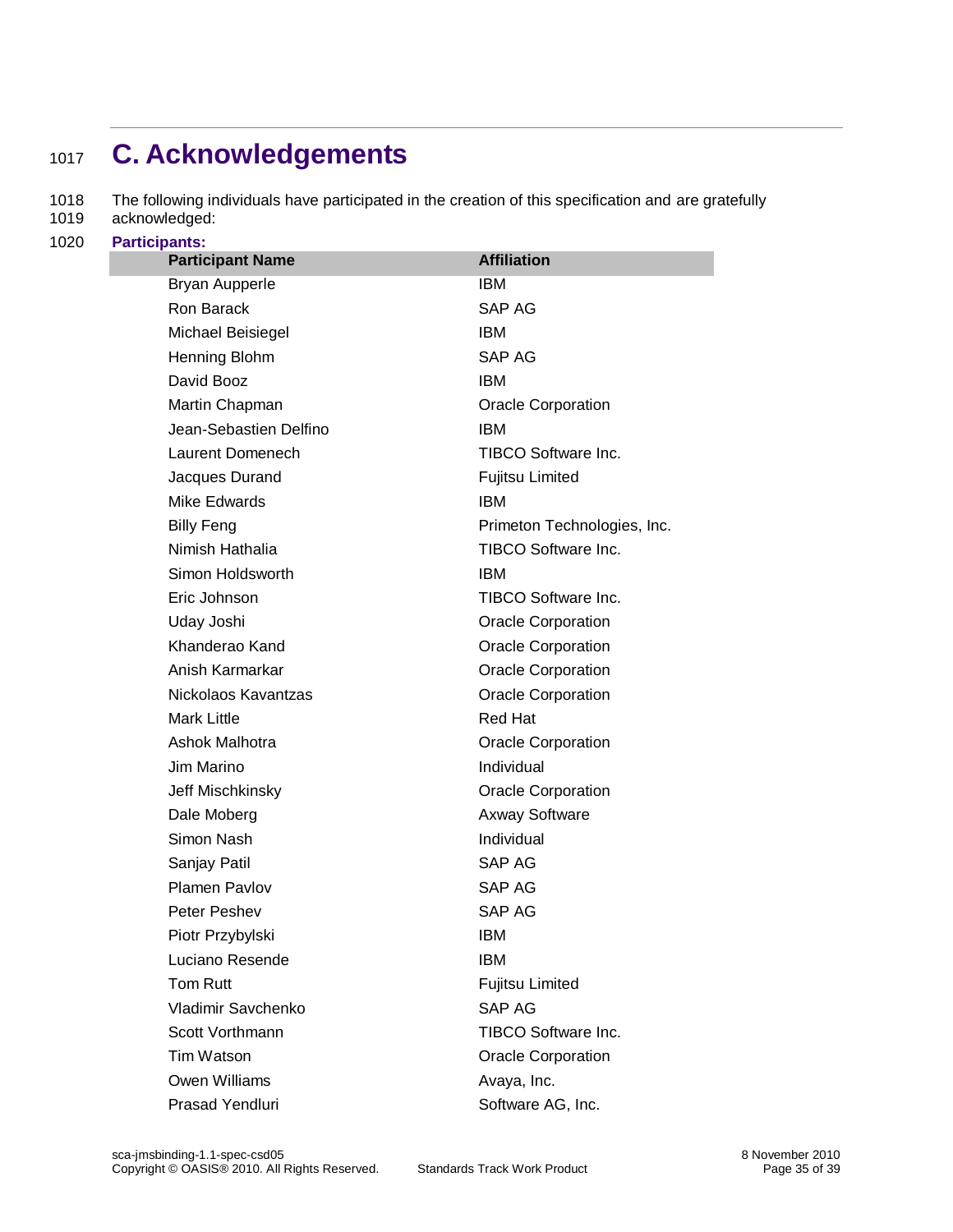# C. Acknowledgements

The following individuals have participated in the creation of this specification and are gratefully acknowledged:

**Participants:**

| Participant Name | Affiliation |
|---|---|
| Bryan Aupperle | IBM |
| Ron Barack | SAP AG |
| Michael Beisiegel | IBM |
| Henning Blohm | SAP AG |
| David Booz | IBM |
| Martin Chapman | Oracle Corporation |
| Jean-Sebastien Delfino | IBM |
| Laurent Domenech | TIBCO Software Inc. |
| Jacques Durand | Fujitsu Limited |
| Mike Edwards | IBM |
| Billy Feng | Primeton Technologies, Inc. |
| Nimish Hathalia | TIBCO Software Inc. |
| Simon Holdsworth | IBM |
| Eric Johnson | TIBCO Software Inc. |
| Uday Joshi | Oracle Corporation |
| Khanderao Kand | Oracle Corporation |
| Anish Karmarkar | Oracle Corporation |
| Nickolaos Kavantzas | Oracle Corporation |
| Mark Little | Red Hat |
| Ashok Malhotra | Oracle Corporation |
| Jim Marino | Individual |
| Jeff Mischkinsky | Oracle Corporation |
| Dale Moberg | Axway Software |
| Simon Nash | Individual |
| Sanjay Patil | SAP AG |
| Plamen Pavlov | SAP AG |
| Peter Peshev | SAP AG |
| Piotr Przybylski | IBM |
| Luciano Resende | IBM |
| Tom Rutt | Fujitsu Limited |
| Vladimir Savchenko | SAP AG |
| Scott Vorthmann | TIBCO Software Inc. |
| Tim Watson | Oracle Corporation |
| Owen Williams | Avaya, Inc. |
| Prasad Yendluri | Software AG, Inc. |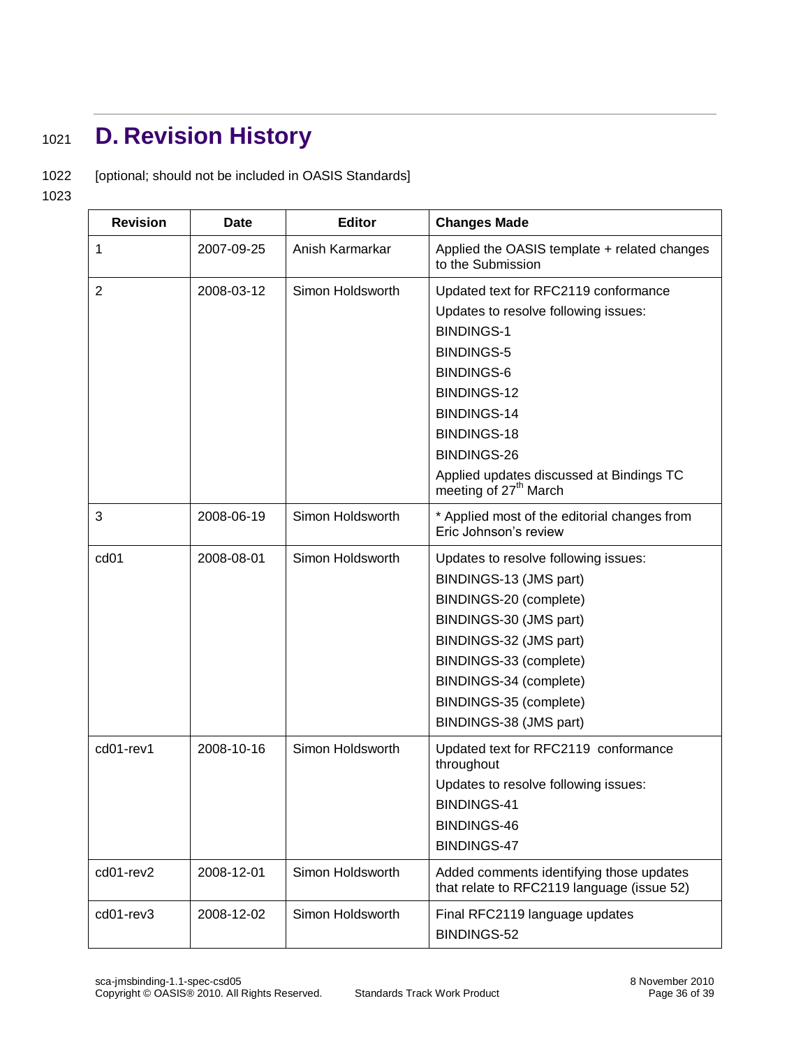# D. Revision History

[optional; should not be included in OASIS Standards]

| Revision | Date | Editor | Changes Made |
| --- | --- | --- | --- |
| 1 | 2007-09-25 | Anish Karmarkar | Applied the OASIS template + related changes to the Submission |
| 2 | 2008-03-12 | Simon Holdsworth | Updated text for RFC2119 conformance<br>Updates to resolve following issues:<br>BINDINGS-1<br>BINDINGS-5<br>BINDINGS-6<br>BINDINGS-12<br>BINDINGS-14<br>BINDINGS-18<br>BINDINGS-26<br>Applied updates discussed at Bindings TC meeting of 27th March |
| 3 | 2008-06-19 | Simon Holdsworth | * Applied most of the editorial changes from Eric Johnson's review |
| cd01 | 2008-08-01 | Simon Holdsworth | Updates to resolve following issues:<br>BINDINGS-13 (JMS part)<br>BINDINGS-20 (complete)<br>BINDINGS-30 (JMS part)<br>BINDINGS-32 (JMS part)<br>BINDINGS-33 (complete)<br>BINDINGS-34 (complete)<br>BINDINGS-35 (complete)<br>BINDINGS-38 (JMS part) |
| cd01-rev1 | 2008-10-16 | Simon Holdsworth | Updated text for RFC2119 conformance throughout<br>Updates to resolve following issues:<br>BINDINGS-41<br>BINDINGS-46<br>BINDINGS-47 |
| cd01-rev2 | 2008-12-01 | Simon Holdsworth | Added comments identifying those updates that relate to RFC2119 language (issue 52) |
| cd01-rev3 | 2008-12-02 | Simon Holdsworth | Final RFC2119 language updates<br>BINDINGS-52 |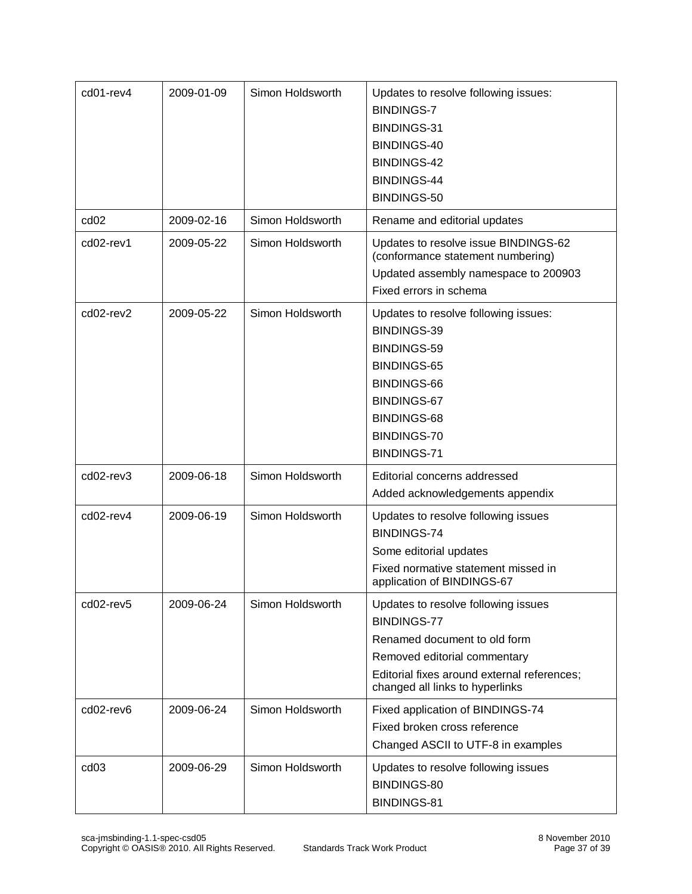| cd01-rev4 | 2009-01-09 | Simon Holdsworth | Updates to resolve following issues:<br>BINDINGS-7<br>BINDINGS-31<br>BINDINGS-40<br>BINDINGS-42<br>BINDINGS-44<br>BINDINGS-50 |
|---|---|---|---|
| cd02 | 2009-02-16 | Simon Holdsworth | Rename and editorial updates |
| cd02-rev1 | 2009-05-22 | Simon Holdsworth | Updates to resolve issue BINDINGS-62 (conformance statement numbering)<br>Updated assembly namespace to 200903<br>Fixed errors in schema |
| cd02-rev2 | 2009-05-22 | Simon Holdsworth | Updates to resolve following issues:<br>BINDINGS-39<br>BINDINGS-59<br>BINDINGS-65<br>BINDINGS-66<br>BINDINGS-67<br>BINDINGS-68<br>BINDINGS-70<br>BINDINGS-71 |
| cd02-rev3 | 2009-06-18 | Simon Holdsworth | Editorial concerns addressed<br>Added acknowledgements appendix |
| cd02-rev4 | 2009-06-19 | Simon Holdsworth | Updates to resolve following issues<br>BINDINGS-74<br>Some editorial updates<br>Fixed normative statement missed in application of BINDINGS-67 |
| cd02-rev5 | 2009-06-24 | Simon Holdsworth | Updates to resolve following issues<br>BINDINGS-77<br>Renamed document to old form<br>Removed editorial commentary<br>Editorial fixes around external references; changed all links to hyperlinks |
| cd02-rev6 | 2009-06-24 | Simon Holdsworth | Fixed application of BINDINGS-74<br>Fixed broken cross reference<br>Changed ASCII to UTF-8 in examples |
| cd03 | 2009-06-29 | Simon Holdsworth | Updates to resolve following issues<br>BINDINGS-80<br>BINDINGS-81 |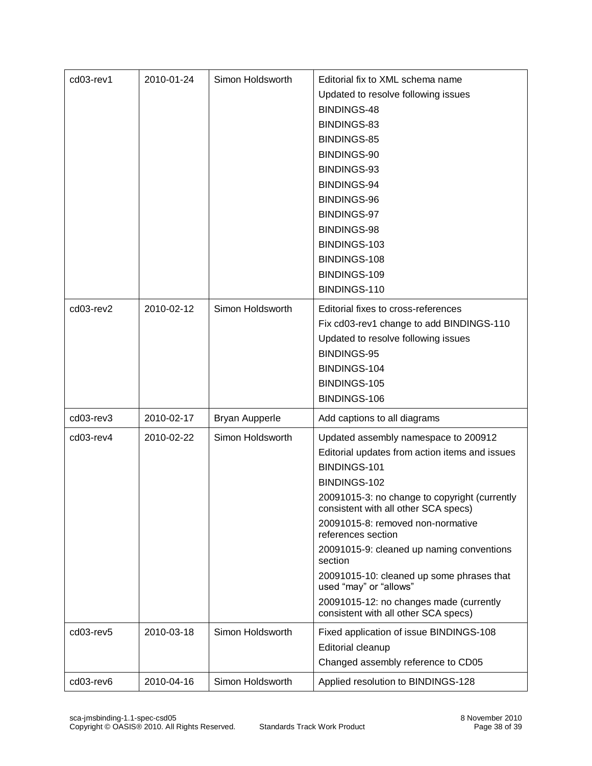| | | | |
|---|---|---|---|
| cd03-rev1 | 2010-01-24 | Simon Holdsworth | Editorial fix to XML schema name<br>Updated to resolve following issues<br>BINDINGS-48<br>BINDINGS-83<br>BINDINGS-85<br>BINDINGS-90<br>BINDINGS-93<br>BINDINGS-94<br>BINDINGS-96<br>BINDINGS-97<br>BINDINGS-98<br>BINDINGS-103<br>BINDINGS-108<br>BINDINGS-109<br>BINDINGS-110 |
| cd03-rev2 | 2010-02-12 | Simon Holdsworth | Editorial fixes to cross-references<br>Fix cd03-rev1 change to add BINDINGS-110<br>Updated to resolve following issues<br>BINDINGS-95<br>BINDINGS-104<br>BINDINGS-105<br>BINDINGS-106 |
| cd03-rev3 | 2010-02-17 | Bryan Aupperle | Add captions to all diagrams |
| cd03-rev4 | 2010-02-22 | Simon Holdsworth | Updated assembly namespace to 200912<br>Editorial updates from action items and issues<br>BINDINGS-101<br>BINDINGS-102<br>20091015-3: no change to copyright (currently consistent with all other SCA specs)<br>20091015-8: removed non-normative references section<br>20091015-9: cleaned up naming conventions section<br>20091015-10: cleaned up some phrases that used “may” or “allows”<br>20091015-12: no changes made (currently consistent with all other SCA specs) |
| cd03-rev5 | 2010-03-18 | Simon Holdsworth | Fixed application of issue BINDINGS-108<br>Editorial cleanup<br>Changed assembly reference to CD05 |
| cd03-rev6 | 2010-04-16 | Simon Holdsworth | Applied resolution to BINDINGS-128 |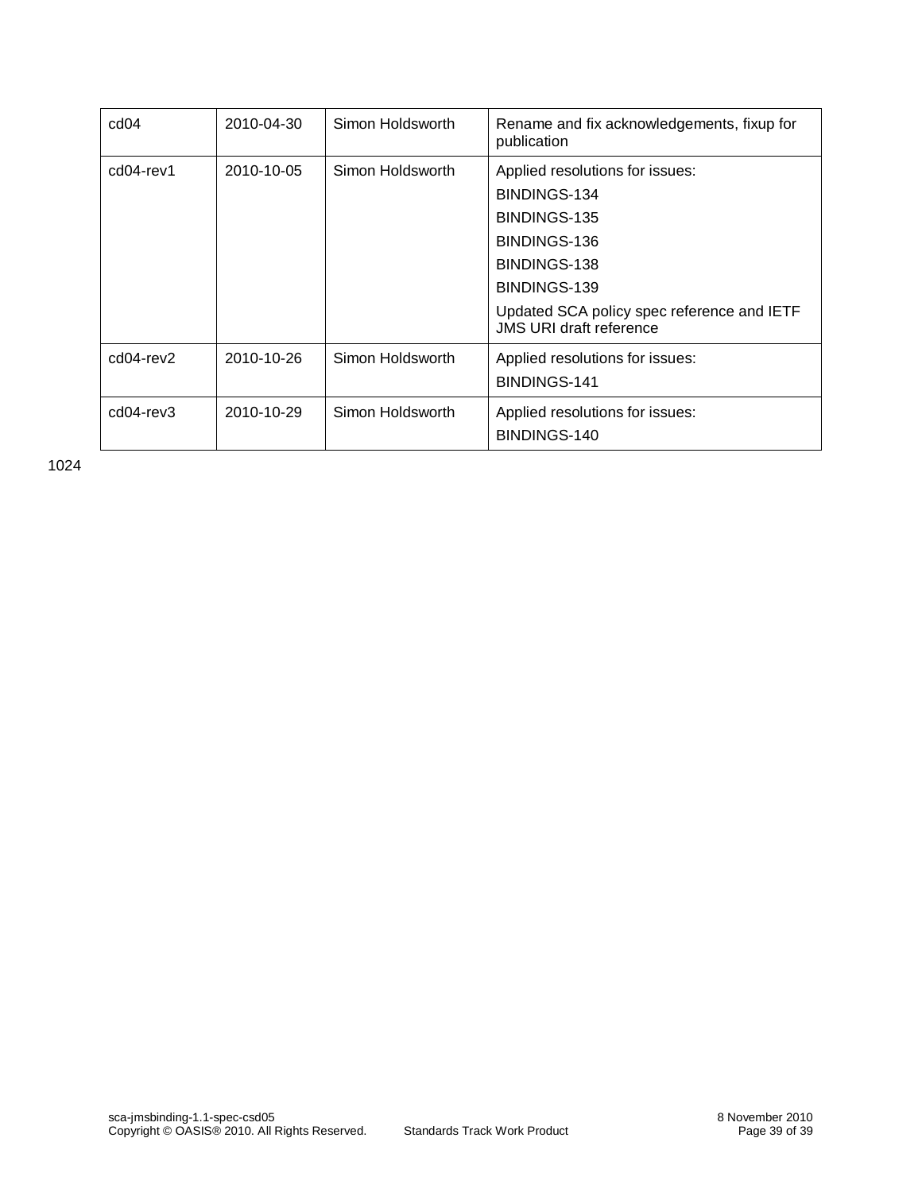| | | | |
|---|---|---|---|
| cd04 | 2010-04-30 | Simon Holdsworth | Rename and fix acknowledgements, fixup for publication |
| cd04-rev1 | 2010-10-05 | Simon Holdsworth | Applied resolutions for issues:<br>BINDINGS-134<br>BINDINGS-135<br>BINDINGS-136<br>BINDINGS-138<br>BINDINGS-139<br>Updated SCA policy spec reference and IETF JMS URI draft reference |
| cd04-rev2 | 2010-10-26 | Simon Holdsworth | Applied resolutions for issues:<br>BINDINGS-141 |
| cd04-rev3 | 2010-10-29 | Simon Holdsworth | Applied resolutions for issues:<br>BINDINGS-140 |

1024